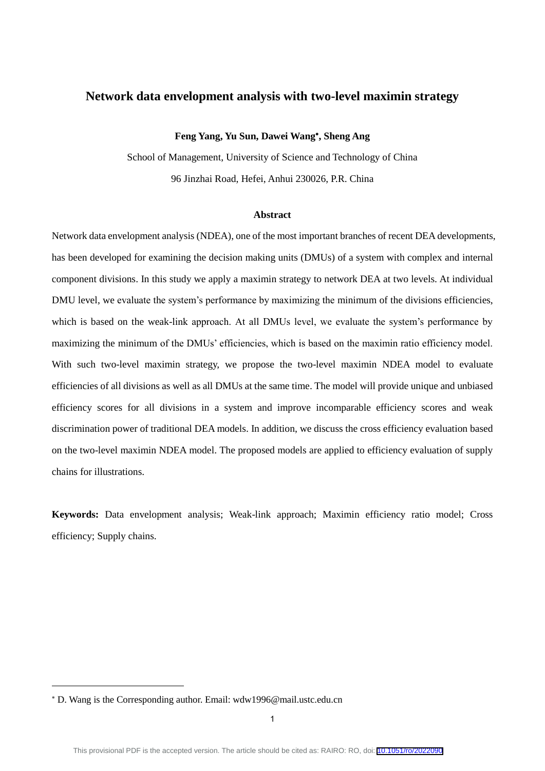# Network data envelopment analysis with two-level maximin strategy

**Feng Yang, Yu Sun, Dawei Wang*, Sheng Ang**

School of Management, University of Science and Technology of China

96 Jinzhai Road, Hefei, Anhui 230026, P.R. China

### Abstract

Network data envelopment analysis (NDEA), one of the most important branches of recent DEA developments, has been developed for examining the decision making units (DMUs) of a system with complex and internal component divisions. In this study we apply a maximin strategy to network DEA at two levels. At individual DMU level, we evaluate the system's performance by maximizing the minimum of the divisions efficiencies, which is based on the weak-link approach. At all DMUs level, we evaluate the system's performance by maximizing the minimum of the DMUs' efficiencies, which is based on the maximin ratio efficiency model. With such two-level maximin strategy, we propose the two-level maximin NDEA model to evaluate efficiencies of all divisions as well as all DMUs at the same time. The model will provide unique and unbiased efficiency scores for all divisions in a system and improve incomparable efficiency scores and weak discrimination power of traditional DEA models. In addition, we discuss the cross efficiency evaluation based on the two-level maximin NDEA model. The proposed models are applied to efficiency evaluation of supply chains for illustrations.

**Keywords:** Data envelopment analysis; Weak-link approach; Maximin efficiency ratio model; Cross efficiency; Supply chains.

---

* D. Wang is the Corresponding author. Email: wdw1996@mail.ustc.edu.cn

This provisional PDF is the accepted version. The article should be cited as: RAIRO: RO, doi: 10.1051/ro/2022090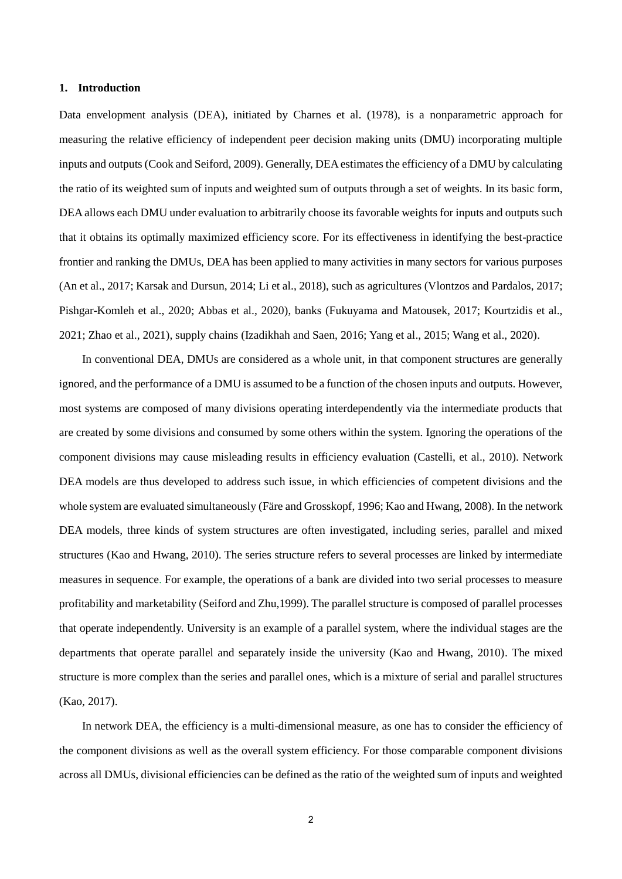## 1. Introduction

Data envelopment analysis (DEA), initiated by Charnes et al. (1978), is a nonparametric approach for measuring the relative efficiency of independent peer decision making units (DMU) incorporating multiple inputs and outputs (Cook and Seiford, 2009). Generally, DEA estimates the efficiency of a DMU by calculating the ratio of its weighted sum of inputs and weighted sum of outputs through a set of weights. In its basic form, DEA allows each DMU under evaluation to arbitrarily choose its favorable weights for inputs and outputs such that it obtains its optimally maximized efficiency score. For its effectiveness in identifying the best-practice frontier and ranking the DMUs, DEA has been applied to many activities in many sectors for various purposes (An et al., 2017; Karsak and Dursun, 2014; Li et al., 2018), such as agricultures (Vlontzos and Pardalos, 2017; Pishgar-Komleh et al., 2020; Abbas et al., 2020), banks (Fukuyama and Matousek, 2017; Kourtzidis et al., 2021; Zhao et al., 2021), supply chains (Izadikhah and Saen, 2016; Yang et al., 2015; Wang et al., 2020).

In conventional DEA, DMUs are considered as a whole unit, in that component structures are generally ignored, and the performance of a DMU is assumed to be a function of the chosen inputs and outputs. However, most systems are composed of many divisions operating interdependently via the intermediate products that are created by some divisions and consumed by some others within the system. Ignoring the operations of the component divisions may cause misleading results in efficiency evaluation (Castelli, et al., 2010). Network DEA models are thus developed to address such issue, in which efficiencies of competent divisions and the whole system are evaluated simultaneously (Färe and Grosskopf, 1996; Kao and Hwang, 2008). In the network DEA models, three kinds of system structures are often investigated, including series, parallel and mixed structures (Kao and Hwang, 2010). The series structure refers to several processes are linked by intermediate measures in sequence. For example, the operations of a bank are divided into two serial processes to measure profitability and marketability (Seiford and Zhu,1999). The parallel structure is composed of parallel processes that operate independently. University is an example of a parallel system, where the individual stages are the departments that operate parallel and separately inside the university (Kao and Hwang, 2010). The mixed structure is more complex than the series and parallel ones, which is a mixture of serial and parallel structures (Kao, 2017).

In network DEA, the efficiency is a multi-dimensional measure, as one has to consider the efficiency of the component divisions as well as the overall system efficiency. For those comparable component divisions across all DMUs, divisional efficiencies can be defined as the ratio of the weighted sum of inputs and weighted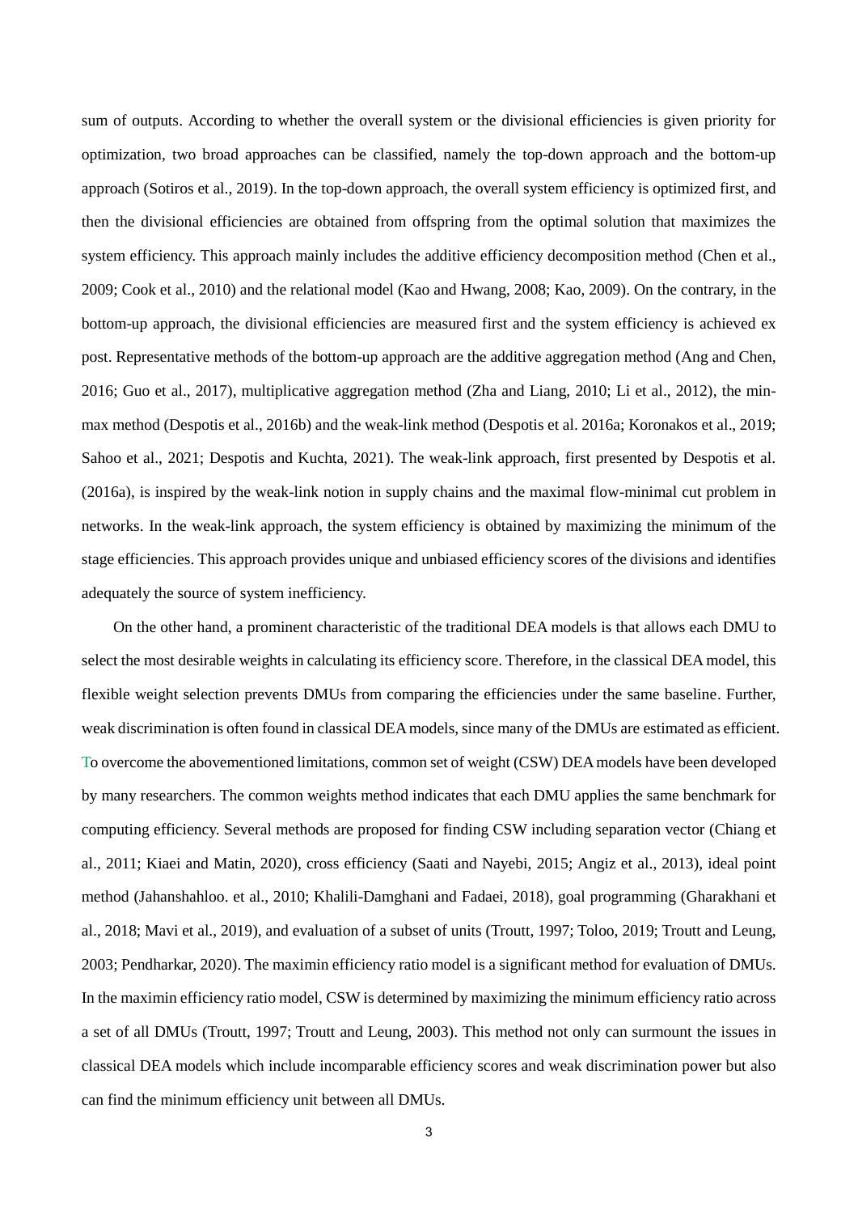sum of outputs. According to whether the overall system or the divisional efficiencies is given priority for optimization, two broad approaches can be classified, namely the top-down approach and the bottom-up approach (Sotiros et al., 2019). In the top-down approach, the overall system efficiency is optimized first, and then the divisional efficiencies are obtained from offspring from the optimal solution that maximizes the system efficiency. This approach mainly includes the additive efficiency decomposition method (Chen et al., 2009; Cook et al., 2010) and the relational model (Kao and Hwang, 2008; Kao, 2009). On the contrary, in the bottom-up approach, the divisional efficiencies are measured first and the system efficiency is achieved ex post. Representative methods of the bottom-up approach are the additive aggregation method (Ang and Chen, 2016; Guo et al., 2017), multiplicative aggregation method (Zha and Liang, 2010; Li et al., 2012), the min-max method (Despotis et al., 2016b) and the weak-link method (Despotis et al. 2016a; Koronakos et al., 2019; Sahoo et al., 2021; Despotis and Kuchta, 2021). The weak-link approach, first presented by Despotis et al. (2016a), is inspired by the weak-link notion in supply chains and the maximal flow-minimal cut problem in networks. In the weak-link approach, the system efficiency is obtained by maximizing the minimum of the stage efficiencies. This approach provides unique and unbiased efficiency scores of the divisions and identifies adequately the source of system inefficiency.

On the other hand, a prominent characteristic of the traditional DEA models is that allows each DMU to select the most desirable weights in calculating its efficiency score. Therefore, in the classical DEA model, this flexible weight selection prevents DMUs from comparing the efficiencies under the same baseline. Further, weak discrimination is often found in classical DEA models, since many of the DMUs are estimated as efficient. To overcome the abovementioned limitations, common set of weight (CSW) DEA models have been developed by many researchers. The common weights method indicates that each DMU applies the same benchmark for computing efficiency. Several methods are proposed for finding CSW including separation vector (Chiang et al., 2011; Kiaei and Matin, 2020), cross efficiency (Saati and Nayebi, 2015; Angiz et al., 2013), ideal point method (Jahanshahloo. et al., 2010; Khalili-Damghani and Fadaei, 2018), goal programming (Gharakhani et al., 2018; Mavi et al., 2019), and evaluation of a subset of units (Troutt, 1997; Toloo, 2019; Troutt and Leung, 2003; Pendharkar, 2020). The maximin efficiency ratio model is a significant method for evaluation of DMUs. In the maximin efficiency ratio model, CSW is determined by maximizing the minimum efficiency ratio across a set of all DMUs (Troutt, 1997; Troutt and Leung, 2003). This method not only can surmount the issues in classical DEA models which include incomparable efficiency scores and weak discrimination power but also can find the minimum efficiency unit between all DMUs.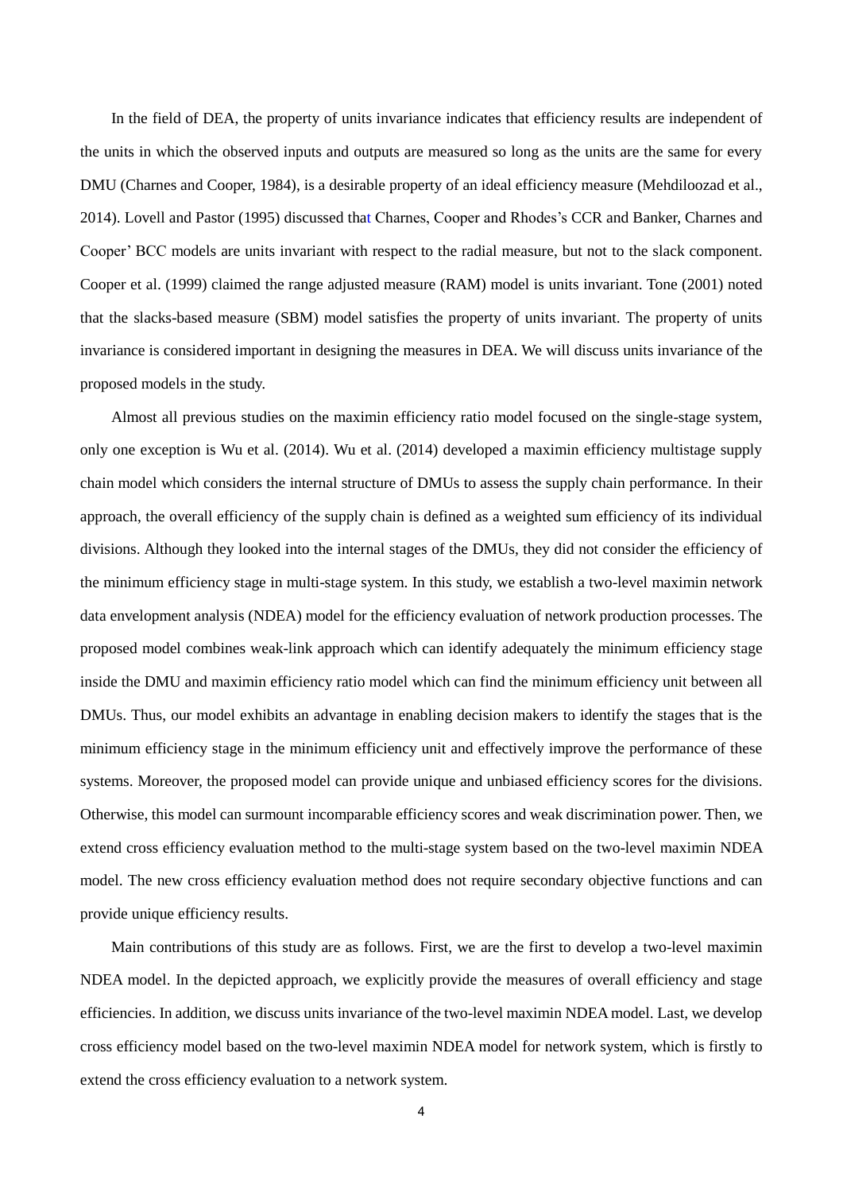In the field of DEA, the property of units invariance indicates that efficiency results are independent of the units in which the observed inputs and outputs are measured so long as the units are the same for every DMU (Charnes and Cooper, 1984), is a desirable property of an ideal efficiency measure (Mehdiloozad et al., 2014). Lovell and Pastor (1995) discussed that Charnes, Cooper and Rhodes's CCR and Banker, Charnes and Cooper' BCC models are units invariant with respect to the radial measure, but not to the slack component. Cooper et al. (1999) claimed the range adjusted measure (RAM) model is units invariant. Tone (2001) noted that the slacks-based measure (SBM) model satisfies the property of units invariant. The property of units invariance is considered important in designing the measures in DEA. We will discuss units invariance of the proposed models in the study.

Almost all previous studies on the maximin efficiency ratio model focused on the single-stage system, only one exception is Wu et al. (2014). Wu et al. (2014) developed a maximin efficiency multistage supply chain model which considers the internal structure of DMUs to assess the supply chain performance. In their approach, the overall efficiency of the supply chain is defined as a weighted sum efficiency of its individual divisions. Although they looked into the internal stages of the DMUs, they did not consider the efficiency of the minimum efficiency stage in multi-stage system. In this study, we establish a two-level maximin network data envelopment analysis (NDEA) model for the efficiency evaluation of network production processes. The proposed model combines weak-link approach which can identify adequately the minimum efficiency stage inside the DMU and maximin efficiency ratio model which can find the minimum efficiency unit between all DMUs. Thus, our model exhibits an advantage in enabling decision makers to identify the stages that is the minimum efficiency stage in the minimum efficiency unit and effectively improve the performance of these systems. Moreover, the proposed model can provide unique and unbiased efficiency scores for the divisions. Otherwise, this model can surmount incomparable efficiency scores and weak discrimination power. Then, we extend cross efficiency evaluation method to the multi-stage system based on the two-level maximin NDEA model. The new cross efficiency evaluation method does not require secondary objective functions and can provide unique efficiency results.

Main contributions of this study are as follows. First, we are the first to develop a two-level maximin NDEA model. In the depicted approach, we explicitly provide the measures of overall efficiency and stage efficiencies. In addition, we discuss units invariance of the two-level maximin NDEA model. Last, we develop cross efficiency model based on the two-level maximin NDEA model for network system, which is firstly to extend the cross efficiency evaluation to a network system.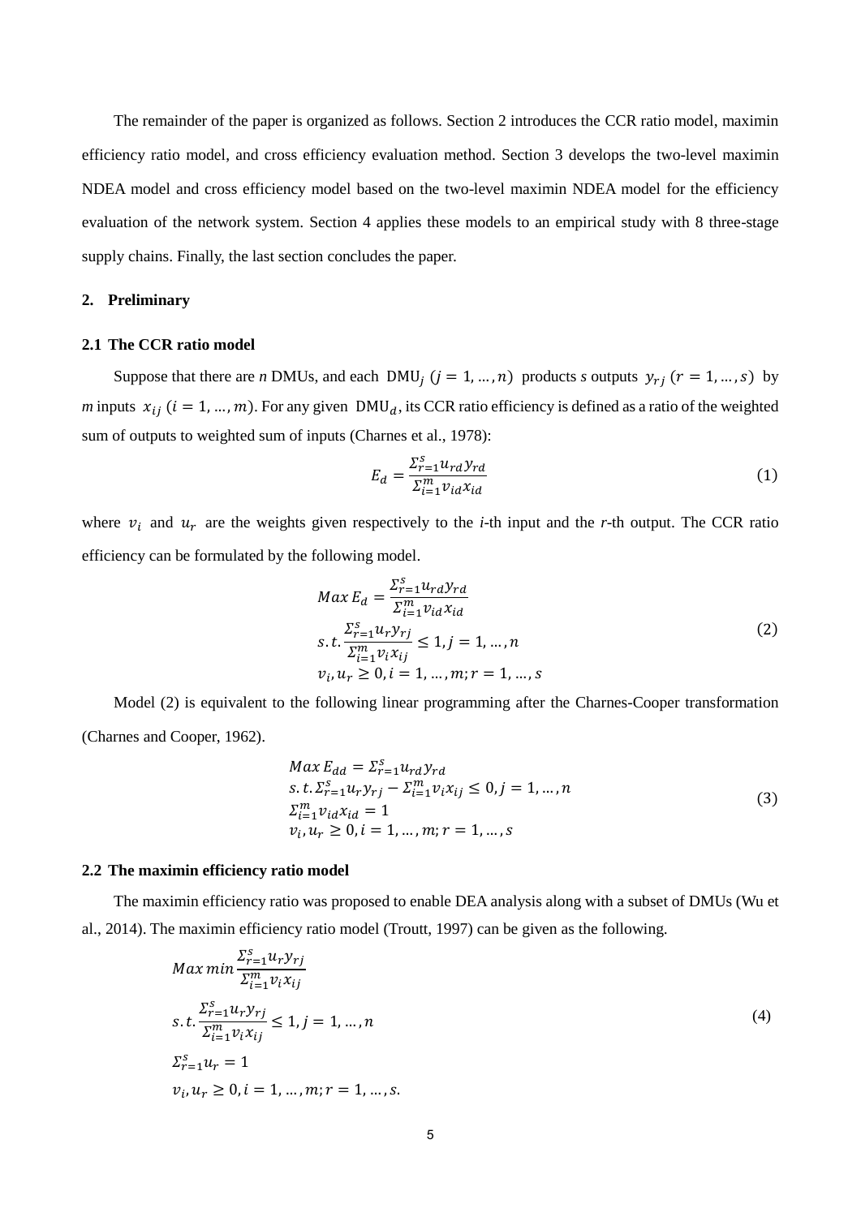The remainder of the paper is organized as follows. Section 2 introduces the CCR ratio model, maximin efficiency ratio model, and cross efficiency evaluation method. Section 3 develops the two-level maximin NDEA model and cross efficiency model based on the two-level maximin NDEA model for the efficiency evaluation of the network system. Section 4 applies these models to an empirical study with 8 three-stage supply chains. Finally, the last section concludes the paper.

## 2. Preliminary

### 2.1 The CCR ratio model

Suppose that there are *n* DMUs, and each $\text{DMU}_j$ $(j = 1, \ldots, n)$ products *s* outputs $y_{rj}$ $(r = 1, \ldots, s)$ by *m* inputs $x_{ij}$ $(i = 1, \ldots, m)$. For any given $\text{DMU}_d$, its CCR ratio efficiency is defined as a ratio of the weighted sum of outputs to weighted sum of inputs (Charnes et al., 1978):

$$E_d = \frac{\Sigma_{r=1}^{s} u_{rd} y_{rd}}{\Sigma_{i=1}^{m} v_{id} x_{id}} \tag{1}$$

where $v_i$ and $u_r$ are the weights given respectively to the *i*-th input and the *r*-th output. The CCR ratio efficiency can be formulated by the following model.

$$\begin{aligned} &Max\, E_d = \frac{\Sigma_{r=1}^{s} u_{rd} y_{rd}}{\Sigma_{i=1}^{m} v_{id} x_{id}} \\ &s.t. \frac{\Sigma_{r=1}^{s} u_r y_{rj}}{\Sigma_{i=1}^{m} v_i x_{ij}} \leq 1, j = 1, \ldots, n \\ &v_i, u_r \geq 0, i = 1, \ldots, m; r = 1, \ldots, s \end{aligned} \tag{2}$$

Model (2) is equivalent to the following linear programming after the Charnes-Cooper transformation (Charnes and Cooper, 1962).

$$\begin{aligned} &Max\, E_{dd} = \Sigma_{r=1}^{s} u_{rd} y_{rd} \\ &s.t. \Sigma_{r=1}^{s} u_r y_{rj} - \Sigma_{i=1}^{m} v_i x_{ij} \leq 0, j = 1, \ldots, n \\ &\Sigma_{i=1}^{m} v_{id} x_{id} = 1 \\ &v_i, u_r \geq 0, i = 1, \ldots, m; r = 1, \ldots, s \end{aligned} \tag{3}$$

### 2.2 The maximin efficiency ratio model

The maximin efficiency ratio was proposed to enable DEA analysis along with a subset of DMUs (Wu et al., 2014). The maximin efficiency ratio model (Troutt, 1997) can be given as the following.

$$\begin{aligned} &Max\, min \frac{\Sigma_{r=1}^{s} u_r y_{rj}}{\Sigma_{i=1}^{m} v_i x_{ij}} \\ &s.t. \frac{\Sigma_{r=1}^{s} u_r y_{rj}}{\Sigma_{i=1}^{m} v_i x_{ij}} \leq 1, j = 1, \ldots, n \\ &\Sigma_{r=1}^{s} u_r = 1 \\ &v_i, u_r \geq 0, i = 1, \ldots, m; r = 1, \ldots, s. \end{aligned} \tag{4}$$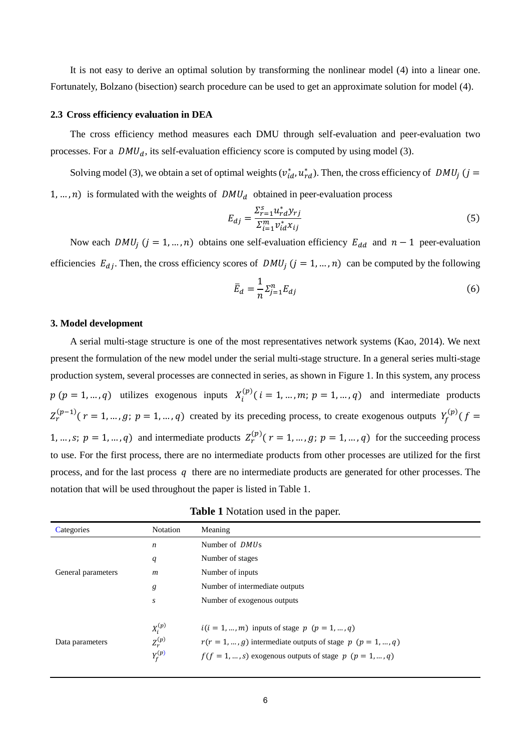It is not easy to derive an optimal solution by transforming the nonlinear model (4) into a linear one. Fortunately, Bolzano (bisection) search procedure can be used to get an approximate solution for model (4).

### 2.3 Cross efficiency evaluation in DEA

The cross efficiency method measures each DMU through self-evaluation and peer-evaluation two processes. For a $DMU_d$, its self-evaluation efficiency score is computed by using model (3).

Solving model (3), we obtain a set of optimal weights $(v_{id}^*, u_{rd}^*)$. Then, the cross efficiency of $DMU_j$ $(j = 1, \dots, n)$ is formulated with the weights of $DMU_d$ obtained in peer-evaluation process

$$E_{dj} = \frac{\Sigma_{r=1}^{s} u_{rd}^* y_{rj}}{\Sigma_{i=1}^{m} v_{id}^* x_{ij}} \tag{5}$$

Now each $DMU_j$ $(j = 1, \dots, n)$ obtains one self-evaluation efficiency $E_{dd}$ and $n-1$ peer-evaluation efficiencies $E_{dj}$. Then, the cross efficiency scores of $DMU_j$ $(j = 1, \dots, n)$ can be computed by the following

$$\bar{E}_d = \frac{1}{n} \Sigma_{j=1}^{n} E_{dj} \tag{6}$$

## 3. Model development

A serial multi-stage structure is one of the most representatives network systems (Kao, 2014). We next present the formulation of the new model under the serial multi-stage structure. In a general series multi-stage production system, several processes are connected in series, as shown in Figure 1. In this system, any process $p$ $(p = 1, \dots, q)$ utilizes exogenous inputs $X_i^{(p)}(i = 1, \dots, m;\ p = 1, \dots, q)$ and intermediate products $Z_r^{(p-1)}(r = 1, \dots, g;\ p = 1, \dots, q)$ created by its preceding process, to create exogenous outputs $Y_f^{(p)}(f = 1, \dots, s;\ p = 1, \dots, q)$ and intermediate products $Z_r^{(p)}(r = 1, \dots, g;\ p = 1, \dots, q)$ for the succeeding process to use. For the first process, there are no intermediate products from other processes are utilized for the first process, and for the last process $q$ there are no intermediate products are generated for other processes. The notation that will be used throughout the paper is listed in Table 1.

**Table 1** Notation used in the paper.

| Categories | Notation | Meaning |
|---|---|---|
| General parameters | $n$ | Number of $DMU$s |
| | $q$ | Number of stages |
| | $m$ | Number of inputs |
| | $g$ | Number of intermediate outputs |
| | $s$ | Number of exogenous outputs |
| Data parameters | $X_i^{(p)}$ | $i(i = 1, \dots, m)$ inputs of stage $p$ $(p = 1, \dots, q)$ |
| | $Z_r^{(p)}$ | $r(r = 1, \dots, g)$ intermediate outputs of stage $p$ $(p = 1, \dots, q)$ |
| | $Y_f^{(p)}$ | $f(f = 1, \dots, s)$ exogenous outputs of stage $p$ $(p = 1, \dots, q)$ |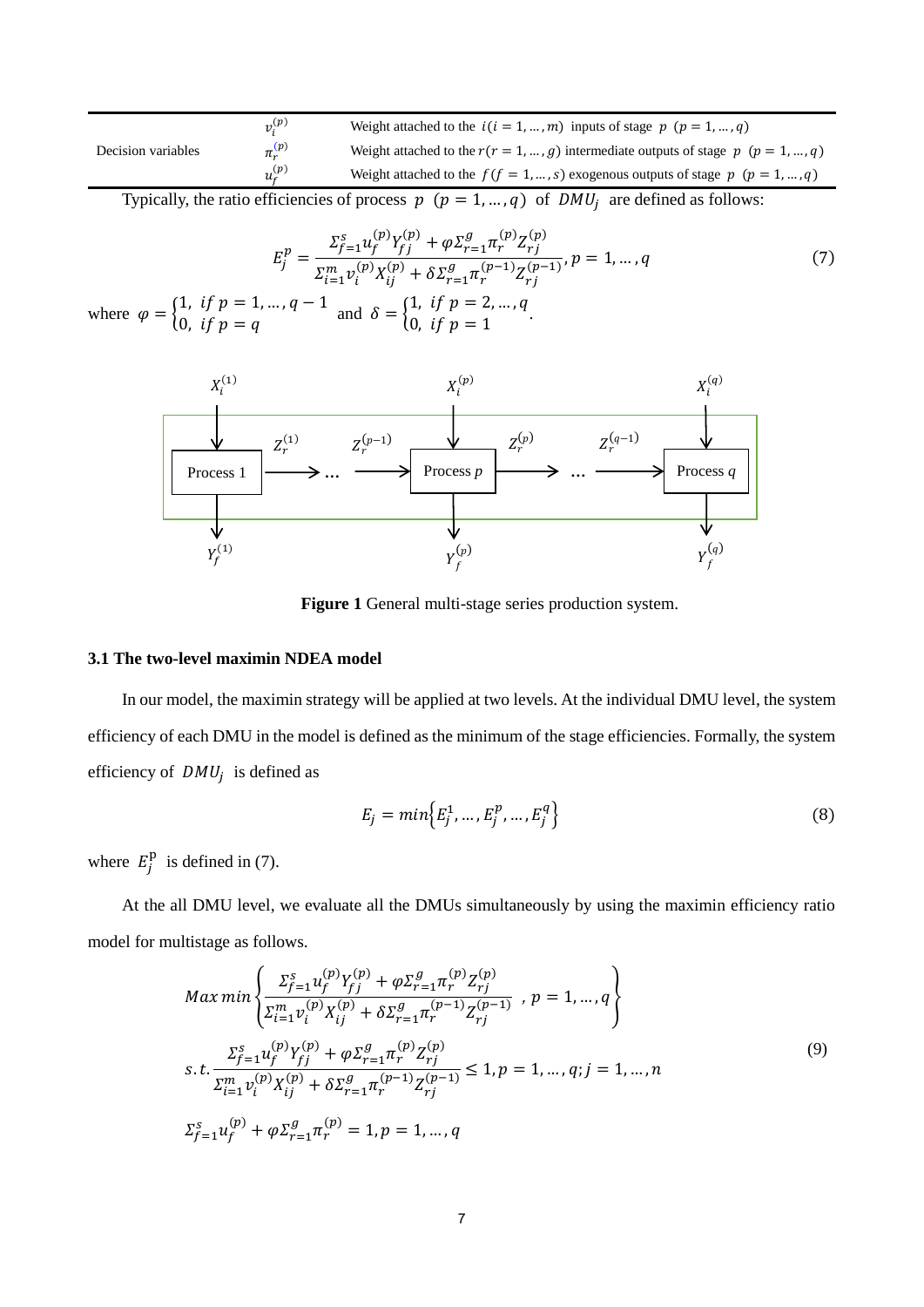| | | |
|---|---|---|
| Decision variables | $v_i^{(p)}$ | Weight attached to the $i(i=1,\ldots,m)$ inputs of stage $p$ $(p=1,\ldots,q)$ |
| | $\pi_r^{(p)}$ | Weight attached to the $r(r=1,\ldots,g)$ intermediate outputs of stage $p$ $(p=1,\ldots,q)$ |
| | $u_f^{(p)}$ | Weight attached to the $f(f=1,\ldots,s)$ exogenous outputs of stage $p$ $(p=1,\ldots,q)$ |

Typically, the ratio efficiencies of process $p$ $(p=1,\ldots,q)$ of $DMU_j$ are defined as follows:

$$E_j^p = \frac{\Sigma_{f=1}^{s} u_f^{(p)} Y_{fj}^{(p)} + \varphi \Sigma_{r=1}^{g} \pi_r^{(p)} Z_{rj}^{(p)}}{\Sigma_{i=1}^{m} v_i^{(p)} X_{ij}^{(p)} + \delta \Sigma_{r=1}^{g} \pi_r^{(p-1)} Z_{rj}^{(p-1)}}, p=1,\ldots,q \tag{7}$$

where $\varphi = \begin{cases} 1, & if\ p=1,\ldots,q-1 \\ 0, & if\ p=q \end{cases}$ and $\delta = \begin{cases} 1, & if\ p=2,\ldots,q \\ 0, & if\ p=1 \end{cases}$.

**Figure 1** General multi-stage series production system.

### 3.1 The two-level maximin NDEA model

In our model, the maximin strategy will be applied at two levels. At the individual DMU level, the system efficiency of each DMU in the model is defined as the minimum of the stage efficiencies. Formally, the system efficiency of $DMU_j$ is defined as

$$E_j = min\left\{E_j^1, \ldots, E_j^p, \ldots, E_j^q\right\} \tag{8}$$

where $E_j^{\mathrm{p}}$ is defined in (7).

At the all DMU level, we evaluate all the DMUs simultaneously by using the maximin efficiency ratio model for multistage as follows.

$$\begin{aligned}
&Max\ min\left\{\frac{\Sigma_{f=1}^{s} u_f^{(p)} Y_{fj}^{(p)} + \varphi \Sigma_{r=1}^{g} \pi_r^{(p)} Z_{rj}^{(p)}}{\Sigma_{i=1}^{m} v_i^{(p)} X_{ij}^{(p)} + \delta \Sigma_{r=1}^{g} \pi_r^{(p-1)} Z_{rj}^{(p-1)}}\ , p=1,\ldots,q\right\} \\
&s.t. \frac{\Sigma_{f=1}^{s} u_f^{(p)} Y_{fj}^{(p)} + \varphi \Sigma_{r=1}^{g} \pi_r^{(p)} Z_{rj}^{(p)}}{\Sigma_{i=1}^{m} v_i^{(p)} X_{ij}^{(p)} + \delta \Sigma_{r=1}^{g} \pi_r^{(p-1)} Z_{rj}^{(p-1)}} \leq 1, p=1,\ldots,q; j=1,\ldots,n \\
&\Sigma_{f=1}^{s} u_f^{(p)} + \varphi \Sigma_{r=1}^{g} \pi_r^{(p)} = 1, p=1,\ldots,q
\end{aligned} \tag{9}$$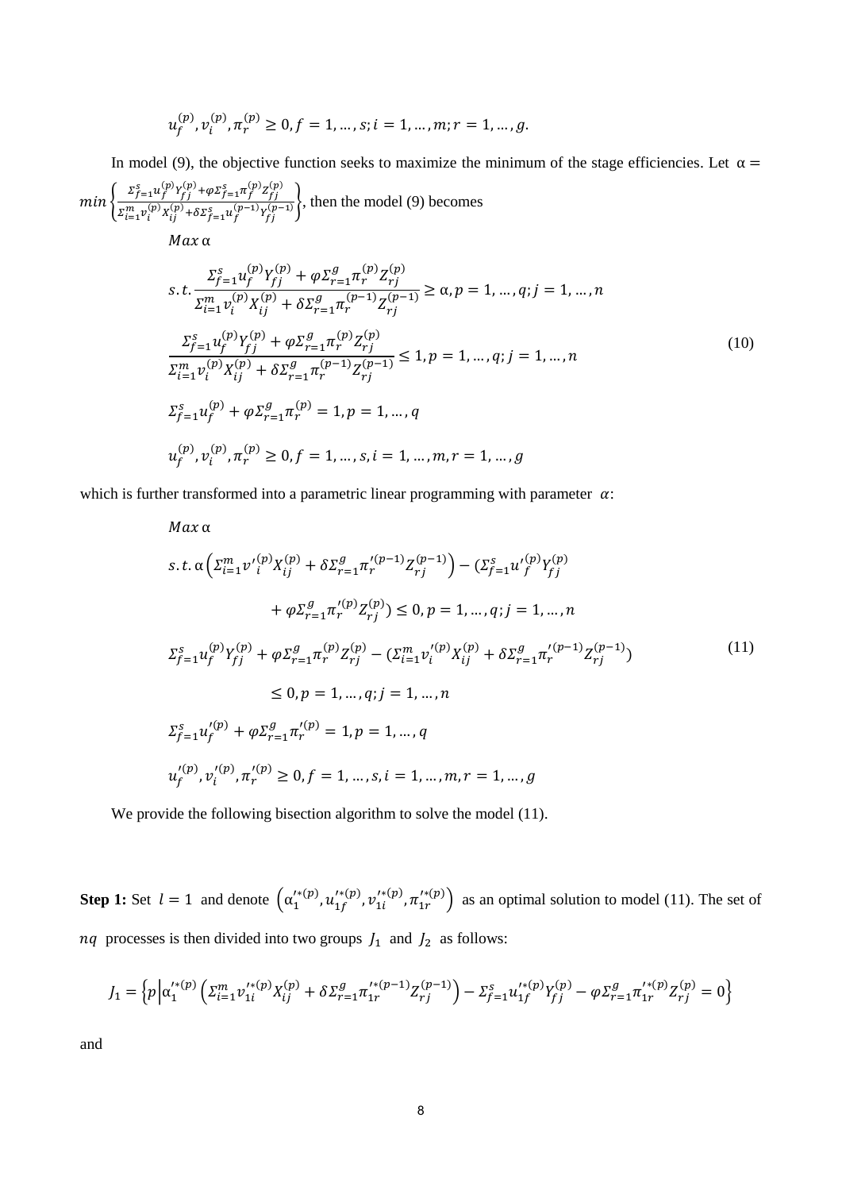$$u_f^{(p)}, v_i^{(p)}, \pi_r^{(p)} \geq 0, f = 1, \ldots, s; i = 1, \ldots, m; r = 1, \ldots, g.$$

In model (9), the objective function seeks to maximize the minimum of the stage efficiencies. Let $\alpha = min\left\{\frac{\Sigma_{f=1}^{s} u_f^{(p)} Y_{fj}^{(p)} + \varphi \Sigma_{f=1}^{s} \pi_f^{(p)} Z_{fj}^{(p)}}{\Sigma_{i=1}^{m} v_i^{(p)} X_{ij}^{(p)} + \delta \Sigma_{f=1}^{s} u_f^{(p-1)} Y_{fj}^{(p-1)}}\right\}$, then the model (9) becomes

$$
\begin{aligned}
& Max\ \alpha \\
& s.t. \frac{\Sigma_{f=1}^{s} u_f^{(p)} Y_{fj}^{(p)} + \varphi \Sigma_{r=1}^{g} \pi_r^{(p)} Z_{rj}^{(p)}}{\Sigma_{i=1}^{m} v_i^{(p)} X_{ij}^{(p)} + \delta \Sigma_{r=1}^{g} \pi_r^{(p-1)} Z_{rj}^{(p-1)}} \geq \alpha, p = 1, \ldots, q; j = 1, \ldots, n \\
& \frac{\Sigma_{f=1}^{s} u_f^{(p)} Y_{fj}^{(p)} + \varphi \Sigma_{r=1}^{g} \pi_r^{(p)} Z_{rj}^{(p)}}{\Sigma_{i=1}^{m} v_i^{(p)} X_{ij}^{(p)} + \delta \Sigma_{r=1}^{g} \pi_r^{(p-1)} Z_{rj}^{(p-1)}} \leq 1, p = 1, \ldots, q; j = 1, \ldots, n \qquad (10) \\
& \Sigma_{f=1}^{s} u_f^{(p)} + \varphi \Sigma_{r=1}^{g} \pi_r^{(p)} = 1, p = 1, \ldots, q \\
& u_f^{(p)}, v_i^{(p)}, \pi_r^{(p)} \geq 0, f = 1, \ldots, s, i = 1, \ldots, m, r = 1, \ldots, g
\end{aligned}
$$

which is further transformed into a parametric linear programming with parameter $\alpha$:

$$
\begin{aligned}
& Max\ \alpha \\
& s.t.\ \alpha\left(\Sigma_{i=1}^{m} v'^{(p)}_i X_{ij}^{(p)} + \delta \Sigma_{r=1}^{g} \pi'^{(p-1)}_r Z_{rj}^{(p-1)}\right) - (\Sigma_{f=1}^{s} u'^{(p)}_f Y_{fj}^{(p)} \\
& \qquad + \varphi \Sigma_{r=1}^{g} \pi'^{(p)}_r Z_{rj}^{(p)}) \leq 0, p = 1, \ldots, q; j = 1, \ldots, n \\
& \Sigma_{f=1}^{s} u_f^{(p)} Y_{fj}^{(p)} + \varphi \Sigma_{r=1}^{g} \pi_r^{(p)} Z_{rj}^{(p)} - (\Sigma_{i=1}^{m} v'^{(p)}_i X_{ij}^{(p)} + \delta \Sigma_{r=1}^{g} \pi'^{(p-1)}_r Z_{rj}^{(p-1)}) \qquad (11) \\
& \qquad \leq 0, p = 1, \ldots, q; j = 1, \ldots, n \\
& \Sigma_{f=1}^{s} u'^{(p)}_f + \varphi \Sigma_{r=1}^{g} \pi'^{(p)}_r = 1, p = 1, \ldots, q \\
& u'^{(p)}_f, v'^{(p)}_i, \pi'^{(p)}_r \geq 0, f = 1, \ldots, s, i = 1, \ldots, m, r = 1, \ldots, g
\end{aligned}
$$

We provide the following bisection algorithm to solve the model (11).

**Step 1:** Set $l = 1$ and denote $\left(\alpha_1'^{*(p)}, u_{1f}'^{*(p)}, v_{1i}'^{*(p)}, \pi_{1r}'^{*(p)}\right)$ as an optimal solution to model (11). The set of $nq$ processes is then divided into two groups $J_1$ and $J_2$ as follows:

$$J_1 = \left\{p \middle| \alpha_1'^{*(p)}\left(\Sigma_{i=1}^{m} v_{1i}'^{*(p)} X_{ij}^{(p)} + \delta \Sigma_{r=1}^{g} \pi_{1r}'^{*(p-1)} Z_{rj}^{(p-1)}\right) - \Sigma_{f=1}^{s} u_{1f}'^{*(p)} Y_{fj}^{(p)} - \varphi \Sigma_{r=1}^{g} \pi_{1r}'^{*(p)} Z_{rj}^{(p)} = 0\right\}$$

and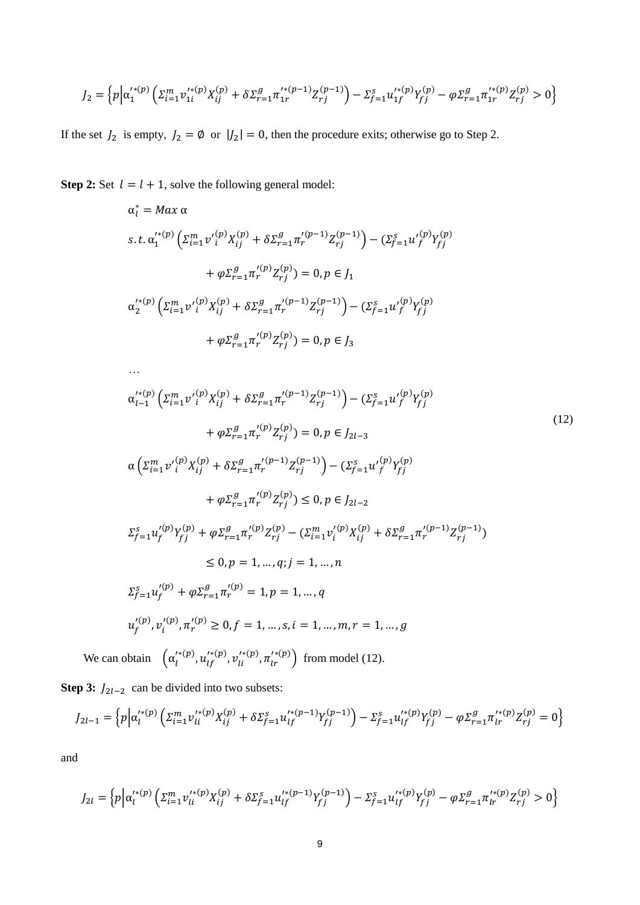$$J_2 = \left\{ p \middle| \alpha_1'^{*(p)} \left( \Sigma_{i=1}^m v_{1i}'^{*(p)} X_{ij}^{(p)} + \delta \Sigma_{r=1}^g \pi_{1r}'^{*(p-1)} Z_{rj}^{(p-1)} \right) - \Sigma_{f=1}^s u_{1f}'^{*(p)} Y_{fj}^{(p)} - \varphi \Sigma_{r=1}^g \pi_{1r}'^{*(p)} Z_{rj}^{(p)} > 0 \right\}$$

If the set $J_2$ is empty, $J_2 = \emptyset$ or $|J_2| = 0$, then the procedure exits; otherwise go to Step 2.

**Step 2:** Set $l = l + 1$, solve the following general model:

$$\begin{aligned}
&\alpha_l^* = Max\ \alpha \\
&s.t.\ \alpha_1'^{*(p)} \left( \Sigma_{i=1}^m v_i'^{(p)} X_{ij}^{(p)} + \delta \Sigma_{r=1}^g \pi_r'^{(p-1)} Z_{rj}^{(p-1)} \right) - (\Sigma_{f=1}^s u_f'^{(p)} Y_{fj}^{(p)} \\
&\qquad + \varphi \Sigma_{r=1}^g \pi_r'^{(p)} Z_{rj}^{(p)}) = 0, p \in J_1 \\
&\alpha_2'^{*(p)} \left( \Sigma_{i=1}^m v_i'^{(p)} X_{ij}^{(p)} + \delta \Sigma_{r=1}^g \pi_r'^{(p-1)} Z_{rj}^{(p-1)} \right) - (\Sigma_{f=1}^s u_f'^{(p)} Y_{fj}^{(p)} \\
&\qquad + \varphi \Sigma_{r=1}^g \pi_r'^{(p)} Z_{rj}^{(p)}) = 0, p \in J_3 \\
&\ldots \\
&\alpha_{l-1}'^{*(p)} \left( \Sigma_{i=1}^m v_i'^{(p)} X_{ij}^{(p)} + \delta \Sigma_{r=1}^g \pi_r'^{(p-1)} Z_{rj}^{(p-1)} \right) - (\Sigma_{f=1}^s u_f'^{(p)} Y_{fj}^{(p)} \\
&\qquad + \varphi \Sigma_{r=1}^g \pi_r'^{(p)} Z_{rj}^{(p)}) = 0, p \in J_{2l-3} \\
&\alpha \left( \Sigma_{i=1}^m v_i'^{(p)} X_{ij}^{(p)} + \delta \Sigma_{r=1}^g \pi_r'^{(p-1)} Z_{rj}^{(p-1)} \right) - (\Sigma_{f=1}^s u_f'^{(p)} Y_{fj}^{(p)} \\
&\qquad + \varphi \Sigma_{r=1}^g \pi_r'^{(p)} Z_{rj}^{(p)}) \le 0, p \in J_{2l-2} \\
&\Sigma_{f=1}^s u_f'^{(p)} Y_{fj}^{(p)} + \varphi \Sigma_{r=1}^g \pi_r'^{(p)} Z_{rj}^{(p)} - (\Sigma_{i=1}^m v_i'^{(p)} X_{ij}^{(p)} + \delta \Sigma_{r=1}^g \pi_r'^{(p-1)} Z_{rj}^{(p-1)}) \\
&\qquad \le 0, p = 1, \ldots, q; j = 1, \ldots, n \\
&\Sigma_{f=1}^s u_f'^{(p)} + \varphi \Sigma_{r=1}^g \pi_r'^{(p)} = 1, p = 1, \ldots, q \\
&u_f'^{(p)}, v_i'^{(p)}, \pi_r'^{(p)} \ge 0, f = 1, \ldots, s, i = 1, \ldots, m, r = 1, \ldots, g
\end{aligned} \tag{12}$$

We can obtain $\left( \alpha_l'^{*(p)}, u_{lf}'^{*(p)}, v_{li}'^{*(p)}, \pi_{lr}'^{*(p)} \right)$ from model (12).

**Step 3:** $J_{2l-2}$ can be divided into two subsets:

$$J_{2l-1} = \left\{ p \middle| \alpha_l'^{*(p)} \left( \Sigma_{i=1}^m v_{li}'^{*(p)} X_{ij}^{(p)} + \delta \Sigma_{f=1}^s u_{lf}'^{*(p-1)} Y_{fj}^{(p-1)} \right) - \Sigma_{f=1}^s u_{lf}'^{*(p)} Y_{fj}^{(p)} - \varphi \Sigma_{r=1}^g \pi_{lr}'^{*(p)} Z_{rj}^{(p)} = 0 \right\}$$

and

$$J_{2l} = \left\{ p \middle| \alpha_l'^{*(p)} \left( \Sigma_{i=1}^m v_{li}'^{*(p)} X_{ij}^{(p)} + \delta \Sigma_{f=1}^s u_{lf}'^{*(p-1)} Y_{fj}^{(p-1)} \right) - \Sigma_{f=1}^s u_{lf}'^{*(p)} Y_{fj}^{(p)} - \varphi \Sigma_{r=1}^g \pi_{lr}'^{*(p)} Z_{rj}^{(p)} > 0 \right\}$$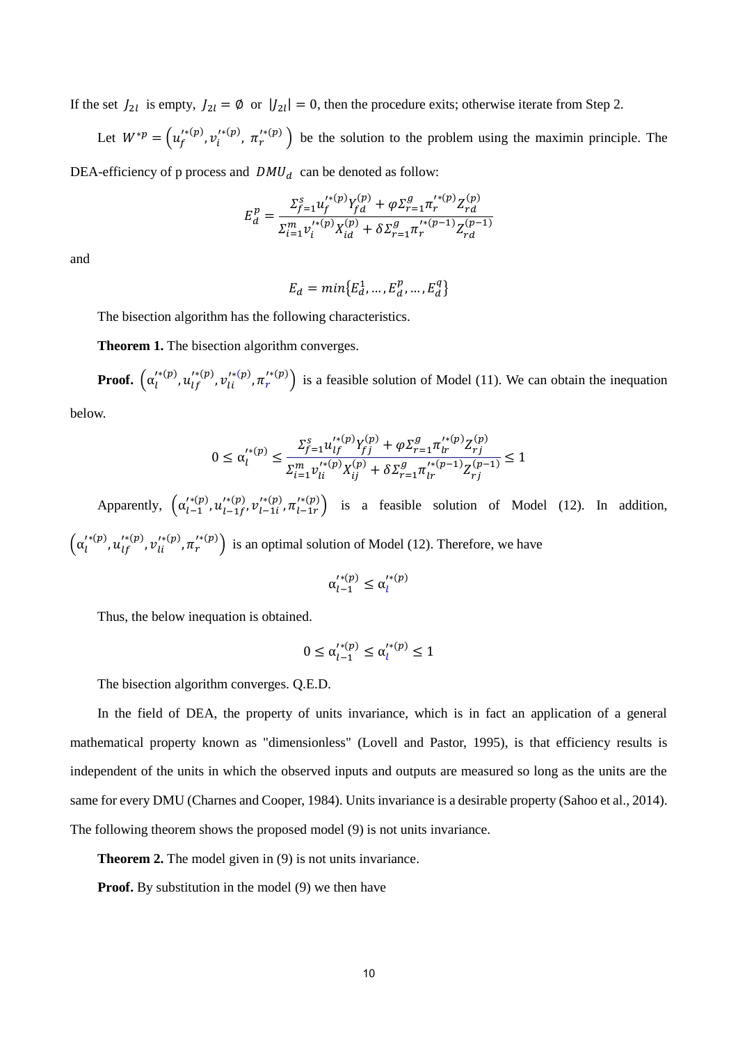If the set $J_{2l}$ is empty, $J_{2l} = \emptyset$ or $|J_{2l}| = 0$, then the procedure exits; otherwise iterate from Step 2.

Let $W^{*p} = \left(u_f^{\prime*(p)}, v_i^{\prime*(p)}, \pi_r^{\prime*(p)}\right)$ be the solution to the problem using the maximin principle. The DEA-efficiency of p process and $DMU_d$ can be denoted as follow:

$$E_d^p = \frac{\Sigma_{f=1}^{s} u_f^{\prime*(p)} Y_{fd}^{(p)} + \varphi \Sigma_{r=1}^{g} \pi_r^{\prime*(p)} Z_{rd}^{(p)}}{\Sigma_{i=1}^{m} v_i^{\prime*(p)} X_{id}^{(p)} + \delta \Sigma_{r=1}^{g} \pi_r^{\prime*(p-1)} Z_{rd}^{(p-1)}}$$

and

$$E_d = min\{E_d^1, \ldots, E_d^p, \ldots, E_d^q\}$$

The bisection algorithm has the following characteristics.

**Theorem 1.** The bisection algorithm converges.

**Proof.** $\left(\alpha_l^{\prime*(p)}, u_{lf}^{\prime*(p)}, v_{li}^{\prime*(p)}, \pi_r^{\prime*(p)}\right)$ is a feasible solution of Model (11). We can obtain the inequation below.

$$0 \leq \alpha_l^{\prime*(p)} \leq \frac{\Sigma_{f=1}^{s} u_{lf}^{\prime*(p)} Y_{fj}^{(p)} + \varphi \Sigma_{r=1}^{g} \pi_{lr}^{\prime*(p)} Z_{rj}^{(p)}}{\Sigma_{i=1}^{m} v_{li}^{\prime*(p)} X_{ij}^{(p)} + \delta \Sigma_{r=1}^{g} \pi_{lr}^{\prime*(p-1)} Z_{rj}^{(p-1)}} \leq 1$$

Apparently, $\left(\alpha_{l-1}^{\prime*(p)}, u_{l-1f}^{\prime*(p)}, v_{l-1i}^{\prime*(p)}, \pi_{l-1r}^{\prime*(p)}\right)$ is a feasible solution of Model (12). In addition, $\left(\alpha_l^{\prime*(p)}, u_{lf}^{\prime*(p)}, v_{li}^{\prime*(p)}, \pi_r^{\prime*(p)}\right)$ is an optimal solution of Model (12). Therefore, we have

$$\alpha_{l-1}^{\prime*(p)} \leq \alpha_l^{\prime*(p)}$$

Thus, the below inequation is obtained.

$$0 \leq \alpha_{l-1}^{\prime*(p)} \leq \alpha_l^{\prime*(p)} \leq 1$$

The bisection algorithm converges. Q.E.D.

In the field of DEA, the property of units invariance, which is in fact an application of a general mathematical property known as "dimensionless" (Lovell and Pastor, 1995), is that efficiency results is independent of the units in which the observed inputs and outputs are measured so long as the units are the same for every DMU (Charnes and Cooper, 1984). Units invariance is a desirable property (Sahoo et al., 2014). The following theorem shows the proposed model (9) is not units invariance.

**Theorem 2.** The model given in (9) is not units invariance.

**Proof.** By substitution in the model (9) we then have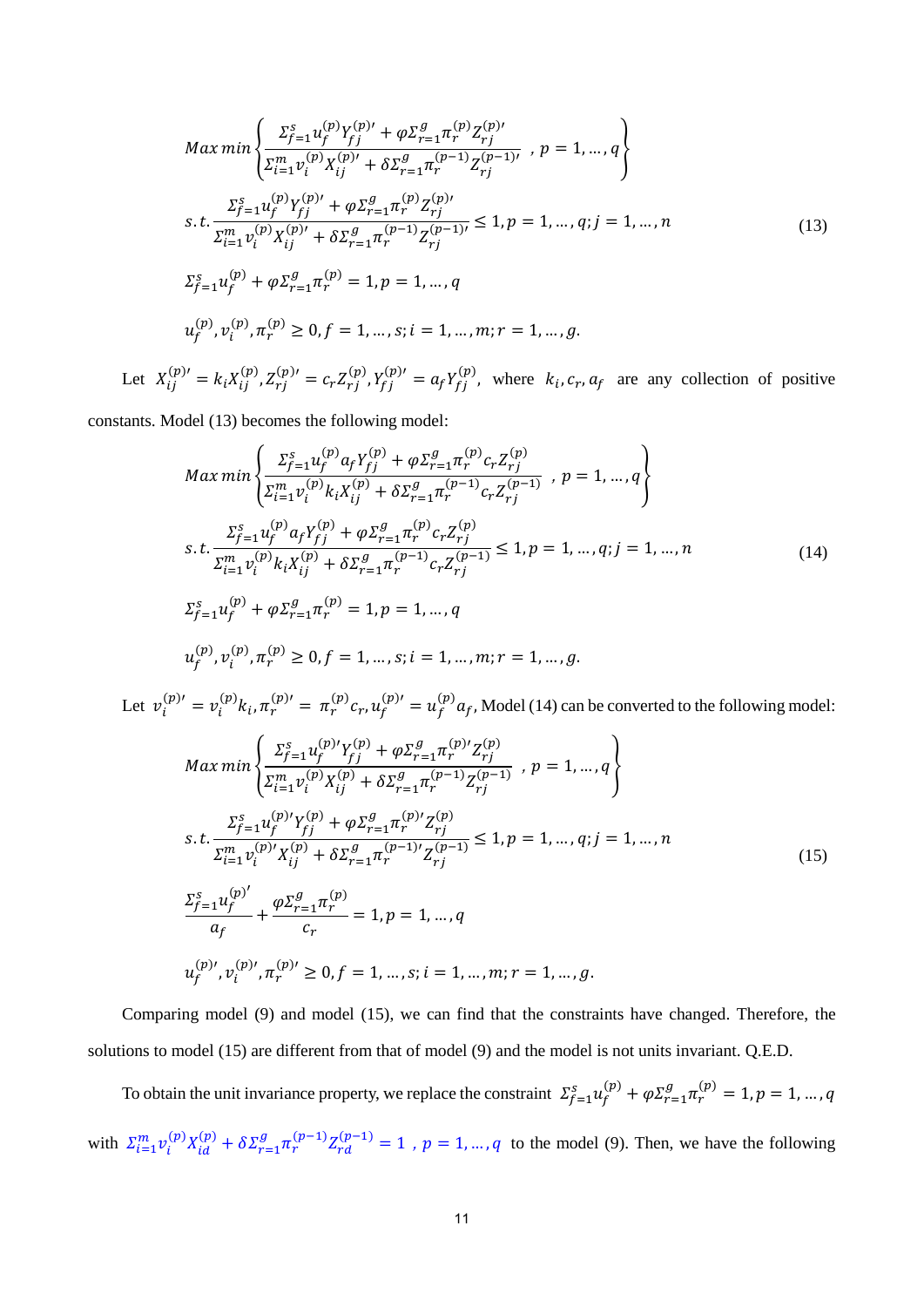$$
\begin{aligned}
& Max\ min \left\{ \frac{\Sigma_{f=1}^{s} u_f^{(p)} Y_{fj}^{(p)\prime} + \varphi \Sigma_{r=1}^{g} \pi_r^{(p)} Z_{rj}^{(p)\prime}}{\Sigma_{i=1}^{m} v_i^{(p)} X_{ij}^{(p)\prime} + \delta \Sigma_{r=1}^{g} \pi_r^{(p-1)} Z_{rj}^{(p-1)\prime}} \ , p = 1, \dots, q \right\} \\
& s.t. \frac{\Sigma_{f=1}^{s} u_f^{(p)} Y_{fj}^{(p)\prime} + \varphi \Sigma_{r=1}^{g} \pi_r^{(p)} Z_{rj}^{(p)\prime}}{\Sigma_{i=1}^{m} v_i^{(p)} X_{ij}^{(p)\prime} + \delta \Sigma_{r=1}^{g} \pi_r^{(p-1)} Z_{rj}^{(p-1)\prime}} \le 1, p = 1, \dots, q; j = 1, \dots, n \\
& \Sigma_{f=1}^{s} u_f^{(p)} + \varphi \Sigma_{r=1}^{g} \pi_r^{(p)} = 1, p = 1, \dots, q \\
& u_f^{(p)}, v_i^{(p)}, \pi_r^{(p)} \ge 0, f = 1, \dots, s; i = 1, \dots, m; r = 1, \dots, g.
\end{aligned} \tag{13}
$$

Let $X_{ij}^{(p)\prime} = k_i X_{ij}^{(p)}, Z_{rj}^{(p)\prime} = c_r Z_{rj}^{(p)}, Y_{fj}^{(p)\prime} = a_f Y_{fj}^{(p)}$, where $k_i, c_r, a_f$ are any collection of positive constants. Model (13) becomes the following model:

$$
\begin{aligned}
& Max\ min \left\{ \frac{\Sigma_{f=1}^{s} u_f^{(p)} a_f Y_{fj}^{(p)} + \varphi \Sigma_{r=1}^{g} \pi_r^{(p)} c_r Z_{rj}^{(p)}}{\Sigma_{i=1}^{m} v_i^{(p)} k_i X_{ij}^{(p)} + \delta \Sigma_{r=1}^{g} \pi_r^{(p-1)} c_r Z_{rj}^{(p-1)}} \ , p = 1, \dots, q \right\} \\
& s.t. \frac{\Sigma_{f=1}^{s} u_f^{(p)} a_f Y_{fj}^{(p)} + \varphi \Sigma_{r=1}^{g} \pi_r^{(p)} c_r Z_{rj}^{(p)}}{\Sigma_{i=1}^{m} v_i^{(p)} k_i X_{ij}^{(p)} + \delta \Sigma_{r=1}^{g} \pi_r^{(p-1)} c_r Z_{rj}^{(p-1)}} \le 1, p = 1, \dots, q; j = 1, \dots, n \\
& \Sigma_{f=1}^{s} u_f^{(p)} + \varphi \Sigma_{r=1}^{g} \pi_r^{(p)} = 1, p = 1, \dots, q \\
& u_f^{(p)}, v_i^{(p)}, \pi_r^{(p)} \ge 0, f = 1, \dots, s; i = 1, \dots, m; r = 1, \dots, g.
\end{aligned} \tag{14}
$$

Let $v_i^{(p)\prime} = v_i^{(p)} k_i, \pi_r^{(p)\prime} = \pi_r^{(p)} c_r, u_f^{(p)\prime} = u_f^{(p)} a_f$, Model (14) can be converted to the following model:

$$
\begin{aligned}
& Max\ min \left\{ \frac{\Sigma_{f=1}^{s} u_f^{(p)\prime} Y_{fj}^{(p)} + \varphi \Sigma_{r=1}^{g} \pi_r^{(p)\prime} Z_{rj}^{(p)}}{\Sigma_{i=1}^{m} v_i^{(p)} X_{ij}^{(p)} + \delta \Sigma_{r=1}^{g} \pi_r^{(p-1)} Z_{rj}^{(p-1)}} \ , p = 1, \dots, q \right\} \\
& s.t. \frac{\Sigma_{f=1}^{s} u_f^{(p)\prime} Y_{fj}^{(p)} + \varphi \Sigma_{r=1}^{g} \pi_r^{(p)\prime} Z_{rj}^{(p)}}{\Sigma_{i=1}^{m} v_i^{(p)\prime} X_{ij}^{(p)} + \delta \Sigma_{r=1}^{g} \pi_r^{(p-1)\prime} Z_{rj}^{(p-1)}} \le 1, p = 1, \dots, q; j = 1, \dots, n \\
& \frac{\Sigma_{f=1}^{s} u_f^{(p)\prime}}{a_f} + \frac{\varphi \Sigma_{r=1}^{g} \pi_r^{(p)}}{c_r} = 1, p = 1, \dots, q \\
& u_f^{(p)\prime}, v_i^{(p)\prime}, \pi_r^{(p)\prime} \ge 0, f = 1, \dots, s; i = 1, \dots, m; r = 1, \dots, g.
\end{aligned} \tag{15}
$$

Comparing model (9) and model (15), we can find that the constraints have changed. Therefore, the solutions to model (15) are different from that of model (9) and the model is not units invariant. Q.E.D.

To obtain the unit invariance property, we replace the constraint $\Sigma_{f=1}^{s} u_f^{(p)} + \varphi \Sigma_{r=1}^{g} \pi_r^{(p)} = 1, p = 1, \dots, q$ with $\Sigma_{i=1}^{m} v_i^{(p)} X_{id}^{(p)} + \delta \Sigma_{r=1}^{g} \pi_r^{(p-1)} Z_{rd}^{(p-1)} = 1 \ , p = 1, \dots, q$ to the model (9). Then, we have the following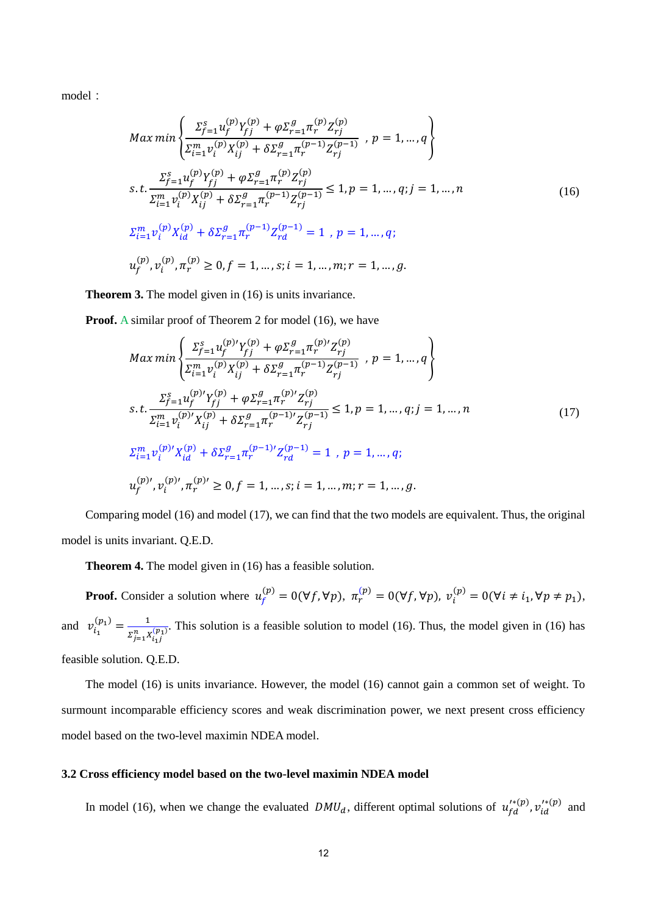model：

$$
\begin{aligned}
& Max\ min\left\{\frac{\Sigma_{f=1}^{s} u_f^{(p)} Y_{fj}^{(p)} + \varphi \Sigma_{r=1}^{g} \pi_r^{(p)} Z_{rj}^{(p)}}{\Sigma_{i=1}^{m} v_i^{(p)} X_{ij}^{(p)} + \delta \Sigma_{r=1}^{g} \pi_r^{(p-1)} Z_{rj}^{(p-1)}}\ , p = 1, \ldots, q\right\} \\
& s.t. \frac{\Sigma_{f=1}^{s} u_f^{(p)} Y_{fj}^{(p)} + \varphi \Sigma_{r=1}^{g} \pi_r^{(p)} Z_{rj}^{(p)}}{\Sigma_{i=1}^{m} v_i^{(p)} X_{ij}^{(p)} + \delta \Sigma_{r=1}^{g} \pi_r^{(p-1)} Z_{rj}^{(p-1)}} \le 1, p = 1, \ldots, q; j = 1, \ldots, n \\
& \Sigma_{i=1}^{m} v_i^{(p)} X_{id}^{(p)} + \delta \Sigma_{r=1}^{g} \pi_r^{(p-1)} Z_{rd}^{(p-1)} = 1\ , p = 1, \ldots, q; \\
& u_f^{(p)}, v_i^{(p)}, \pi_r^{(p)} \ge 0, f = 1, \ldots, s; i = 1, \ldots, m; r = 1, \ldots, g.
\end{aligned} \tag{16}
$$

**Theorem 3.** The model given in (16) is units invariance.

**Proof.** A similar proof of Theorem 2 for model (16), we have

$$
\begin{aligned}
& Max\ min\left\{\frac{\Sigma_{f=1}^{s} u_f^{(p)\prime} Y_{fj}^{(p)} + \varphi \Sigma_{r=1}^{g} \pi_r^{(p)\prime} Z_{rj}^{(p)}}{\Sigma_{i=1}^{m} v_i^{(p)} X_{ij}^{(p)} + \delta \Sigma_{r=1}^{g} \pi_r^{(p-1)} Z_{rj}^{(p-1)}}\ , p = 1, \ldots, q\right\} \\
& s.t. \frac{\Sigma_{f=1}^{s} u_f^{(p)\prime} Y_{fj}^{(p)} + \varphi \Sigma_{r=1}^{g} \pi_r^{(p)\prime} Z_{rj}^{(p)}}{\Sigma_{i=1}^{m} v_i^{(p)\prime} X_{ij}^{(p)} + \delta \Sigma_{r=1}^{g} \pi_r^{(p-1)\prime} Z_{rj}^{(p-1)}} \le 1, p = 1, \ldots, q; j = 1, \ldots, n \\
& \Sigma_{i=1}^{m} v_i^{(p)\prime} X_{id}^{(p)} + \delta \Sigma_{r=1}^{g} \pi_r^{(p-1)\prime} Z_{rd}^{(p-1)} = 1\ , p = 1, \ldots, q; \\
& u_f^{(p)\prime}, v_i^{(p)\prime}, \pi_r^{(p)\prime} \ge 0, f = 1, \ldots, s; i = 1, \ldots, m; r = 1, \ldots, g.
\end{aligned} \tag{17}
$$

Comparing model (16) and model (17), we can find that the two models are equivalent. Thus, the original model is units invariant. Q.E.D.

**Theorem 4.** The model given in (16) has a feasible solution.

**Proof.** Consider a solution where $u_f^{(p)} = 0(\forall f, \forall p)$, $\pi_r^{(p)} = 0(\forall f, \forall p)$, $v_i^{(p)} = 0(\forall i \neq i_1, \forall p \neq p_1)$, and $v_{i_1}^{(p_1)} = \frac{1}{\Sigma_{j=1}^{n} X_{i_1 j}^{(p_1)}}$. This solution is a feasible solution to model (16). Thus, the model given in (16) has feasible solution. Q.E.D.

The model (16) is units invariance. However, the model (16) cannot gain a common set of weight. To surmount incomparable efficiency scores and weak discrimination power, we next present cross efficiency model based on the two-level maximin NDEA model.

### 3.2 Cross efficiency model based on the two-level maximin NDEA model

In model (16), when we change the evaluated $DMU_d$, different optimal solutions of $u_{fd}^{\prime *(p)}, v_{id}^{\prime *(p)}$ and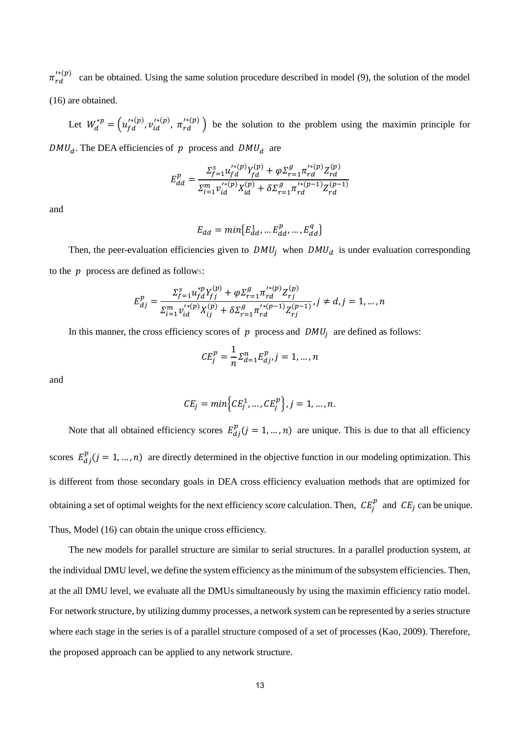$\pi_{rd}^{\prime*(p)}$ can be obtained. Using the same solution procedure described in model (9), the solution of the model (16) are obtained.

Let $W_d^{*p} = \left(u_{fd}^{\prime*(p)}, v_{id}^{\prime*(p)}, \pi_{rd}^{\prime*(p)}\right)$ be the solution to the problem using the maximin principle for $DMU_d$. The DEA efficiencies of $p$ process and $DMU_d$ are

$$E_{dd}^{p} = \frac{\Sigma_{f=1}^{s} u_{fd}^{\prime*(p)} Y_{fd}^{(p)} + \varphi \Sigma_{r=1}^{g} \pi_{rd}^{\prime*(p)} Z_{rd}^{(p)}}{\Sigma_{i=1}^{m} v_{id}^{\prime*(p)} X_{id}^{(p)} + \delta \Sigma_{r=1}^{g} \pi_{rd}^{\prime*(p-1)} Z_{rd}^{(p-1)}}$$

and

$$E_{dd} = min\{E_{dd}^{1}, \dots E_{dd}^{p}, \dots, E_{dd}^{q}\}$$

Then, the peer-evaluation efficiencies given to $DMU_j$ when $DMU_d$ is under evaluation corresponding to the $p$ process are defined as follows:

$$E_{dj}^{p} = \frac{\Sigma_{f=1}^{s} u_{fd}^{*p} Y_{fj}^{(p)} + \varphi \Sigma_{r=1}^{g} \pi_{rd}^{\prime*(p)} Z_{rj}^{(p)}}{\Sigma_{i=1}^{m} v_{id}^{\prime*(p)} X_{ij}^{(p)} + \delta \Sigma_{r=1}^{g} \pi_{rd}^{\prime*(p-1)} Z_{rj}^{(p-1)}}, j \neq d, j = 1, \dots, n$$

In this manner, the cross efficiency scores of $p$ process and $DMU_j$ are defined as follows:

$$CE_{j}^{p} = \frac{1}{n} \Sigma_{d=1}^{n} E_{dj}^{p}, j = 1, \dots, n$$

and

$$CE_j = min\left\{CE_j^1, \dots, CE_j^p\right\}, j = 1, \dots, n.$$

Note that all obtained efficiency scores $E_{dj}^{p} (j = 1, \dots, n)$ are unique. This is due to that all efficiency scores $E_{dj}^{p} (j = 1, \dots, n)$ are directly determined in the objective function in our modeling optimization. This is different from those secondary goals in DEA cross efficiency evaluation methods that are optimized for obtaining a set of optimal weights for the next efficiency score calculation. Then, $CE_j^p$ and $CE_j$ can be unique. Thus, Model (16) can obtain the unique cross efficiency.

The new models for parallel structure are similar to serial structures. In a parallel production system, at the individual DMU level, we define the system efficiency as the minimum of the subsystem efficiencies. Then, at the all DMU level, we evaluate all the DMUs simultaneously by using the maximin efficiency ratio model. For network structure, by utilizing dummy processes, a network system can be represented by a series structure where each stage in the series is of a parallel structure composed of a set of processes (Kao, 2009). Therefore, the proposed approach can be applied to any network structure.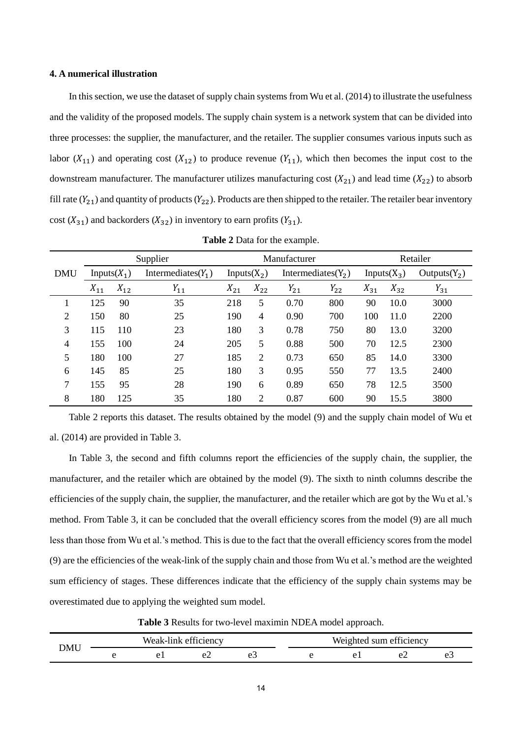#### 4. A numerical illustration

In this section, we use the dataset of supply chain systems from Wu et al. (2014) to illustrate the usefulness and the validity of the proposed models. The supply chain system is a network system that can be divided into three processes: the supplier, the manufacturer, and the retailer. The supplier consumes various inputs such as labor ($X_{11}$) and operating cost ($X_{12}$) to produce revenue ($Y_{11}$), which then becomes the input cost to the downstream manufacturer. The manufacturer utilizes manufacturing cost ($X_{21}$) and lead time ($X_{22}$) to absorb fill rate ($Y_{21}$) and quantity of products ($Y_{22}$). Products are then shipped to the retailer. The retailer bear inventory cost ($X_{31}$) and backorders ($X_{32}$) in inventory to earn profits ($Y_{31}$).

**Table 2** Data for the example.

| DMU | Supplier | | | Manufacturer | | | | Retailer | | |
|---|---|---|---|---|---|---|---|---|---|---|
| | Inputs($X_1$) | | Intermediates($Y_1$) | Inputs($X_2$) | | Intermediates($Y_2$) | | Inputs($X_3$) | | Outputs($Y_2$) |
| | $X_{11}$ | $X_{12}$ | $Y_{11}$ | $X_{21}$ | $X_{22}$ | $Y_{21}$ | $Y_{22}$ | $X_{31}$ | $X_{32}$ | $Y_{31}$ |
| 1 | 125 | 90 | 35 | 218 | 5 | 0.70 | 800 | 90 | 10.0 | 3000 |
| 2 | 150 | 80 | 25 | 190 | 4 | 0.90 | 700 | 100 | 11.0 | 2200 |
| 3 | 115 | 110 | 23 | 180 | 3 | 0.78 | 750 | 80 | 13.0 | 3200 |
| 4 | 155 | 100 | 24 | 205 | 5 | 0.88 | 500 | 70 | 12.5 | 2300 |
| 5 | 180 | 100 | 27 | 185 | 2 | 0.73 | 650 | 85 | 14.0 | 3300 |
| 6 | 145 | 85 | 25 | 180 | 3 | 0.95 | 550 | 77 | 13.5 | 2400 |
| 7 | 155 | 95 | 28 | 190 | 6 | 0.89 | 650 | 78 | 12.5 | 3500 |
| 8 | 180 | 125 | 35 | 180 | 2 | 0.87 | 600 | 90 | 15.5 | 3800 |

Table 2 reports this dataset. The results obtained by the model (9) and the supply chain model of Wu et al. (2014) are provided in Table 3.

In Table 3, the second and fifth columns report the efficiencies of the supply chain, the supplier, the manufacturer, and the retailer which are obtained by the model (9). The sixth to ninth columns describe the efficiencies of the supply chain, the supplier, the manufacturer, and the retailer which are got by the Wu et al.'s method. From Table 3, it can be concluded that the overall efficiency scores from the model (9) are all much less than those from Wu et al.'s method. This is due to the fact that the overall efficiency scores from the model (9) are the efficiencies of the weak-link of the supply chain and those from Wu et al.'s method are the weighted sum efficiency of stages. These differences indicate that the efficiency of the supply chain systems may be overestimated due to applying the weighted sum model.

**Table 3** Results for two-level maximin NDEA model approach.

| DMU | Weak-link efficiency | | | | Weighted sum efficiency | | | |
|---|---|---|---|---|---|---|---|---|
| | e | e1 | e2 | e3 | e | e1 | e2 | e3 |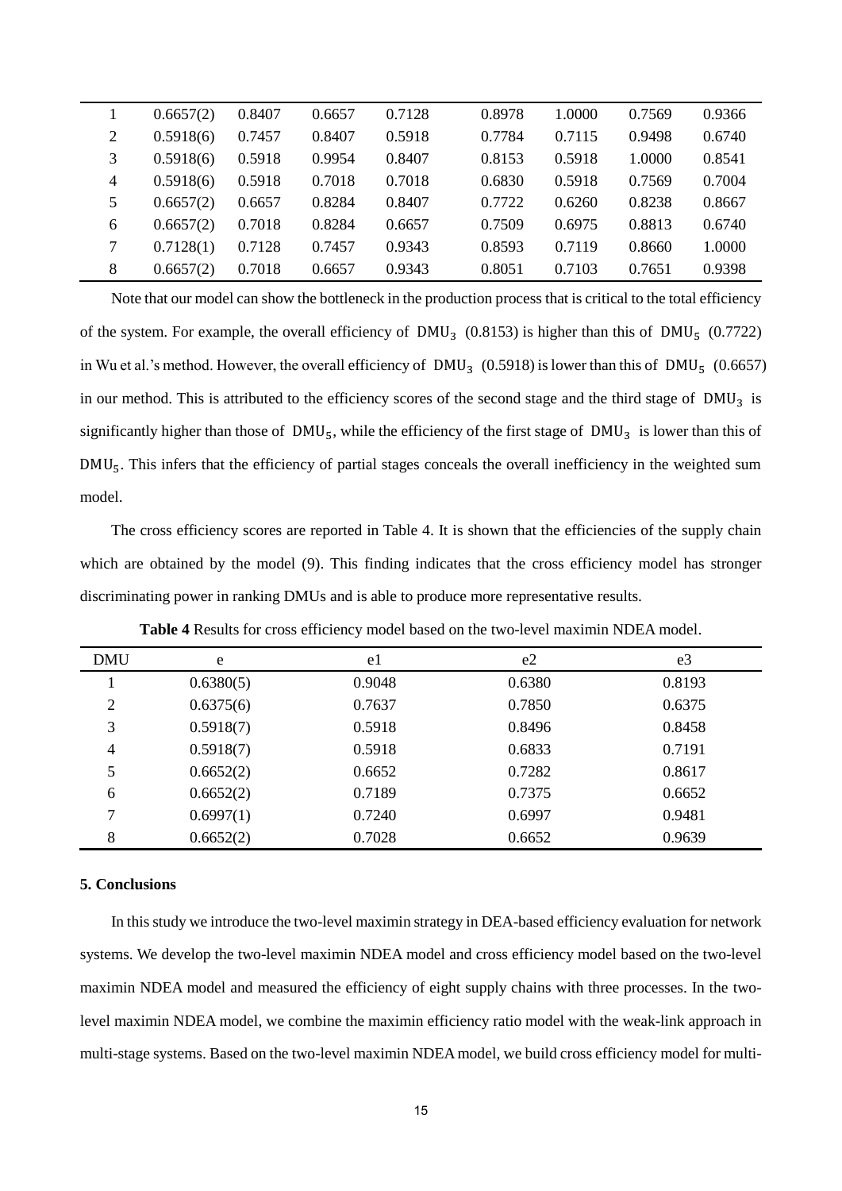| | | | | | | | | |
|---|---|---|---|---|---|---|---|---|
| 1 | 0.6657(2) | 0.8407 | 0.6657 | 0.7128 | 0.8978 | 1.0000 | 0.7569 | 0.9366 |
| 2 | 0.5918(6) | 0.7457 | 0.8407 | 0.5918 | 0.7784 | 0.7115 | 0.9498 | 0.6740 |
| 3 | 0.5918(6) | 0.5918 | 0.9954 | 0.8407 | 0.8153 | 0.5918 | 1.0000 | 0.8541 |
| 4 | 0.5918(6) | 0.5918 | 0.7018 | 0.7018 | 0.6830 | 0.5918 | 0.7569 | 0.7004 |
| 5 | 0.6657(2) | 0.6657 | 0.8284 | 0.8407 | 0.7722 | 0.6260 | 0.8238 | 0.8667 |
| 6 | 0.6657(2) | 0.7018 | 0.8284 | 0.6657 | 0.7509 | 0.6975 | 0.8813 | 0.6740 |
| 7 | 0.7128(1) | 0.7128 | 0.7457 | 0.9343 | 0.8593 | 0.7119 | 0.8660 | 1.0000 |
| 8 | 0.6657(2) | 0.7018 | 0.6657 | 0.9343 | 0.8051 | 0.7103 | 0.7651 | 0.9398 |

Note that our model can show the bottleneck in the production process that is critical to the total efficiency of the system. For example, the overall efficiency of $\mathrm{DMU}_3$ (0.8153) is higher than this of $\mathrm{DMU}_5$ (0.7722) in Wu et al.'s method. However, the overall efficiency of $\mathrm{DMU}_3$ (0.5918) is lower than this of $\mathrm{DMU}_5$ (0.6657) in our method. This is attributed to the efficiency scores of the second stage and the third stage of $\mathrm{DMU}_3$ is significantly higher than those of $\mathrm{DMU}_5$, while the efficiency of the first stage of $\mathrm{DMU}_3$ is lower than this of $\mathrm{DMU}_5$. This infers that the efficiency of partial stages conceals the overall inefficiency in the weighted sum model.

The cross efficiency scores are reported in Table 4. It is shown that the efficiencies of the supply chain which are obtained by the model (9). This finding indicates that the cross efficiency model has stronger discriminating power in ranking DMUs and is able to produce more representative results.

**Table 4** Results for cross efficiency model based on the two-level maximin NDEA model.

| DMU | e | e1 | e2 | e3 |
|---|---|---|---|---|
| 1 | 0.6380(5) | 0.9048 | 0.6380 | 0.8193 |
| 2 | 0.6375(6) | 0.7637 | 0.7850 | 0.6375 |
| 3 | 0.5918(7) | 0.5918 | 0.8496 | 0.8458 |
| 4 | 0.5918(7) | 0.5918 | 0.6833 | 0.7191 |
| 5 | 0.6652(2) | 0.6652 | 0.7282 | 0.8617 |
| 6 | 0.6652(2) | 0.7189 | 0.7375 | 0.6652 |
| 7 | 0.6997(1) | 0.7240 | 0.6997 | 0.9481 |
| 8 | 0.6652(2) | 0.7028 | 0.6652 | 0.9639 |

### 5. Conclusions

In this study we introduce the two-level maximin strategy in DEA-based efficiency evaluation for network systems. We develop the two-level maximin NDEA model and cross efficiency model based on the two-level maximin NDEA model and measured the efficiency of eight supply chains with three processes. In the two-level maximin NDEA model, we combine the maximin efficiency ratio model with the weak-link approach in multi-stage systems. Based on the two-level maximin NDEA model, we build cross efficiency model for multi-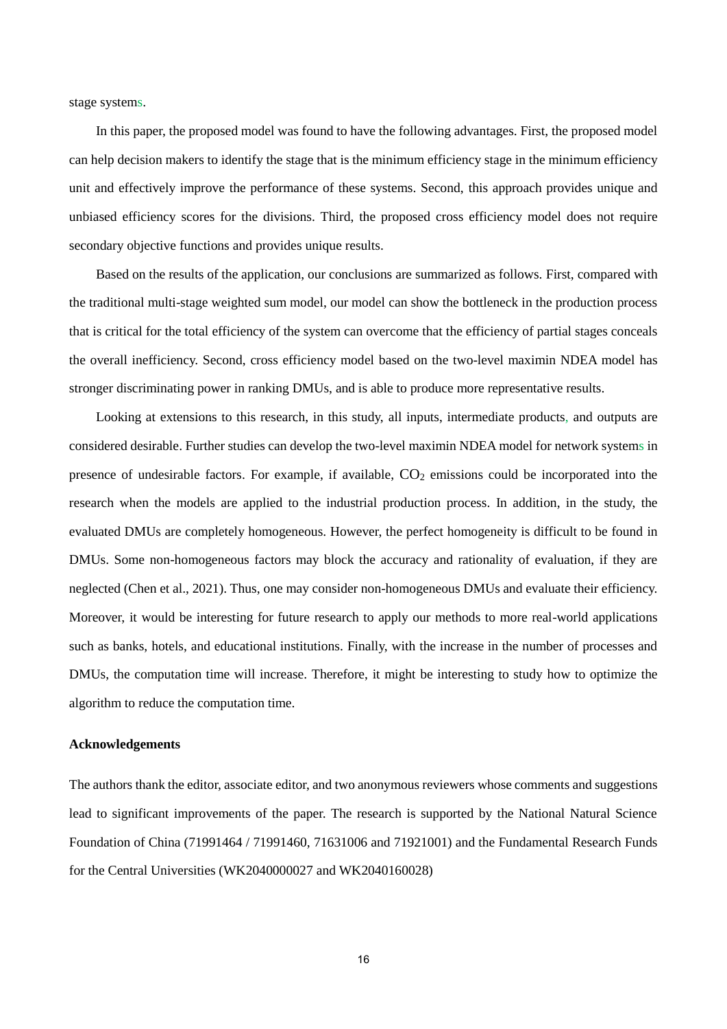stage systems.

In this paper, the proposed model was found to have the following advantages. First, the proposed model can help decision makers to identify the stage that is the minimum efficiency stage in the minimum efficiency unit and effectively improve the performance of these systems. Second, this approach provides unique and unbiased efficiency scores for the divisions. Third, the proposed cross efficiency model does not require secondary objective functions and provides unique results.

Based on the results of the application, our conclusions are summarized as follows. First, compared with the traditional multi-stage weighted sum model, our model can show the bottleneck in the production process that is critical for the total efficiency of the system can overcome that the efficiency of partial stages conceals the overall inefficiency. Second, cross efficiency model based on the two-level maximin NDEA model has stronger discriminating power in ranking DMUs, and is able to produce more representative results.

Looking at extensions to this research, in this study, all inputs, intermediate products, and outputs are considered desirable. Further studies can develop the two-level maximin NDEA model for network systems in presence of undesirable factors. For example, if available, $CO_2$ emissions could be incorporated into the research when the models are applied to the industrial production process. In addition, in the study, the evaluated DMUs are completely homogeneous. However, the perfect homogeneity is difficult to be found in DMUs. Some non-homogeneous factors may block the accuracy and rationality of evaluation, if they are neglected (Chen et al., 2021). Thus, one may consider non-homogeneous DMUs and evaluate their efficiency. Moreover, it would be interesting for future research to apply our methods to more real-world applications such as banks, hotels, and educational institutions. Finally, with the increase in the number of processes and DMUs, the computation time will increase. Therefore, it might be interesting to study how to optimize the algorithm to reduce the computation time.

### Acknowledgements

The authors thank the editor, associate editor, and two anonymous reviewers whose comments and suggestions lead to significant improvements of the paper. The research is supported by the National Natural Science Foundation of China (71991464 / 71991460, 71631006 and 71921001) and the Fundamental Research Funds for the Central Universities (WK2040000027 and WK2040160028)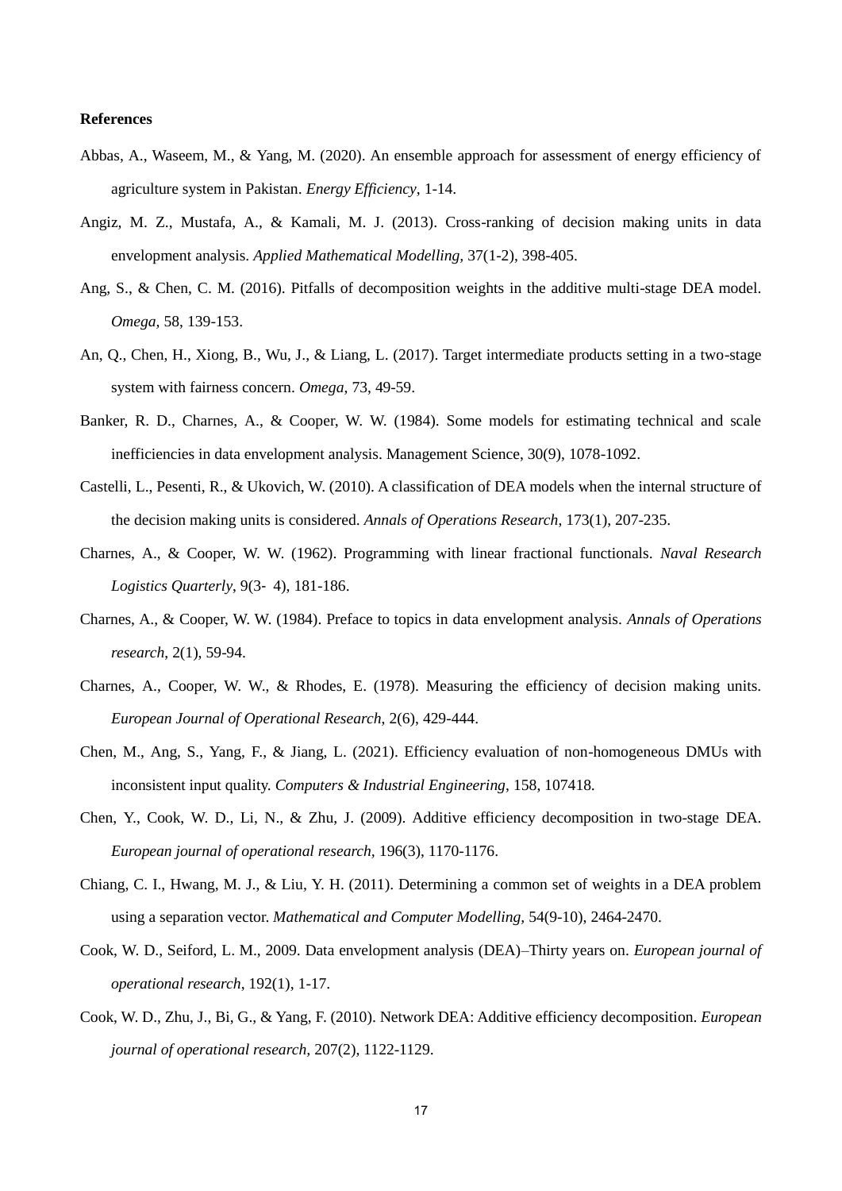**References**

Abbas, A., Waseem, M., & Yang, M. (2020). An ensemble approach for assessment of energy efficiency of agriculture system in Pakistan. *Energy Efficiency*, 1-14.

Angiz, M. Z., Mustafa, A., & Kamali, M. J. (2013). Cross-ranking of decision making units in data envelopment analysis. *Applied Mathematical Modelling,* 37(1-2), 398-405.

Ang, S., & Chen, C. M. (2016). Pitfalls of decomposition weights in the additive multi-stage DEA model. *Omega,* 58, 139-153.

An, Q., Chen, H., Xiong, B., Wu, J., & Liang, L. (2017). Target intermediate products setting in a two-stage system with fairness concern. *Omega*, 73, 49-59.

Banker, R. D., Charnes, A., & Cooper, W. W. (1984). Some models for estimating technical and scale inefficiencies in data envelopment analysis. Management Science, 30(9), 1078-1092.

Castelli, L., Pesenti, R., & Ukovich, W. (2010). A classification of DEA models when the internal structure of the decision making units is considered. *Annals of Operations Research*, 173(1), 207-235.

Charnes, A., & Cooper, W. W. (1962). Programming with linear fractional functionals. *Naval Research Logistics Quarterly*, 9(3‐4), 181-186.

Charnes, A., & Cooper, W. W. (1984). Preface to topics in data envelopment analysis. *Annals of Operations research*, 2(1), 59-94.

Charnes, A., Cooper, W. W., & Rhodes, E. (1978). Measuring the efficiency of decision making units. *European Journal of Operational Research*, 2(6), 429-444.

Chen, M., Ang, S., Yang, F., & Jiang, L. (2021). Efficiency evaluation of non-homogeneous DMUs with inconsistent input quality. *Computers & Industrial Engineering*, 158, 107418.

Chen, Y., Cook, W. D., Li, N., & Zhu, J. (2009). Additive efficiency decomposition in two-stage DEA. *European journal of operational research,* 196(3), 1170-1176.

Chiang, C. I., Hwang, M. J., & Liu, Y. H. (2011). Determining a common set of weights in a DEA problem using a separation vector. *Mathematical and Computer Modelling,* 54(9-10), 2464-2470.

Cook, W. D., Seiford, L. M., 2009. Data envelopment analysis (DEA)–Thirty years on. *European journal of operational research*, 192(1), 1-17.

Cook, W. D., Zhu, J., Bi, G., & Yang, F. (2010). Network DEA: Additive efficiency decomposition. *European journal of operational research,* 207(2), 1122-1129.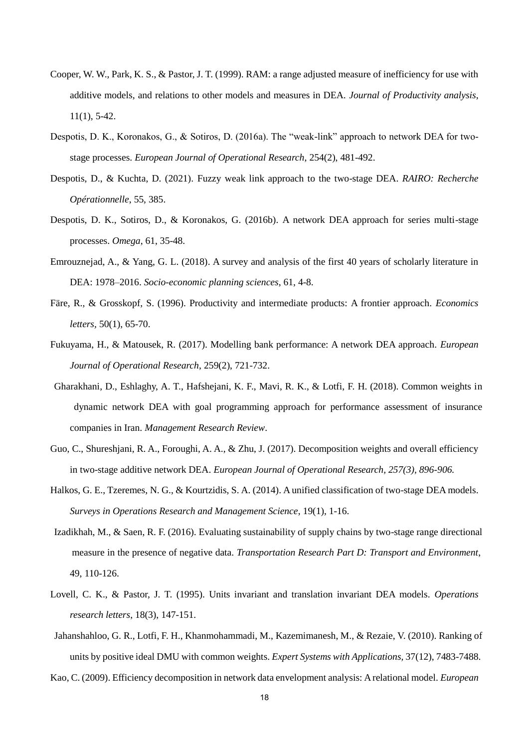Cooper, W. W., Park, K. S., & Pastor, J. T. (1999). RAM: a range adjusted measure of inefficiency for use with additive models, and relations to other models and measures in DEA. *Journal of Productivity analysis*, 11(1), 5-42.

Despotis, D. K., Koronakos, G., & Sotiros, D. (2016a). The "weak-link" approach to network DEA for two-stage processes. *European Journal of Operational Research*, 254(2), 481-492.

Despotis, D., & Kuchta, D. (2021). Fuzzy weak link approach to the two-stage DEA. *RAIRO: Recherche Opérationnelle*, 55, 385.

Despotis, D. K., Sotiros, D., & Koronakos, G. (2016b). A network DEA approach for series multi-stage processes. *Omega*, 61, 35-48.

Emrouznejad, A., & Yang, G. L. (2018). A survey and analysis of the first 40 years of scholarly literature in DEA: 1978–2016. *Socio-economic planning sciences*, 61, 4-8.

Färe, R., & Grosskopf, S. (1996). Productivity and intermediate products: A frontier approach. *Economics letters*, 50(1), 65-70.

Fukuyama, H., & Matousek, R. (2017). Modelling bank performance: A network DEA approach. *European Journal of Operational Research*, 259(2), 721-732.

Gharakhani, D., Eshlaghy, A. T., Hafshejani, K. F., Mavi, R. K., & Lotfi, F. H. (2018). Common weights in dynamic network DEA with goal programming approach for performance assessment of insurance companies in Iran. *Management Research Review*.

Guo, C., Shureshjani, R. A., Foroughi, A. A., & Zhu, J. (2017). Decomposition weights and overall efficiency in two-stage additive network DEA. *European Journal of Operational Research, 257(3), 896-906.*

Halkos, G. E., Tzeremes, N. G., & Kourtzidis, S. A. (2014). A unified classification of two-stage DEA models. *Surveys in Operations Research and Management Science*, 19(1), 1-16.

Izadikhah, M., & Saen, R. F. (2016). Evaluating sustainability of supply chains by two-stage range directional measure in the presence of negative data. *Transportation Research Part D: Transport and Environment*, 49, 110-126.

Lovell, C. K., & Pastor, J. T. (1995). Units invariant and translation invariant DEA models. *Operations research letters*, 18(3), 147-151.

Jahanshahloo, G. R., Lotfi, F. H., Khanmohammadi, M., Kazemimanesh, M., & Rezaie, V. (2010). Ranking of units by positive ideal DMU with common weights. *Expert Systems with Applications,* 37(12), 7483-7488.

Kao, C. (2009). Efficiency decomposition in network data envelopment analysis: A relational model. *European*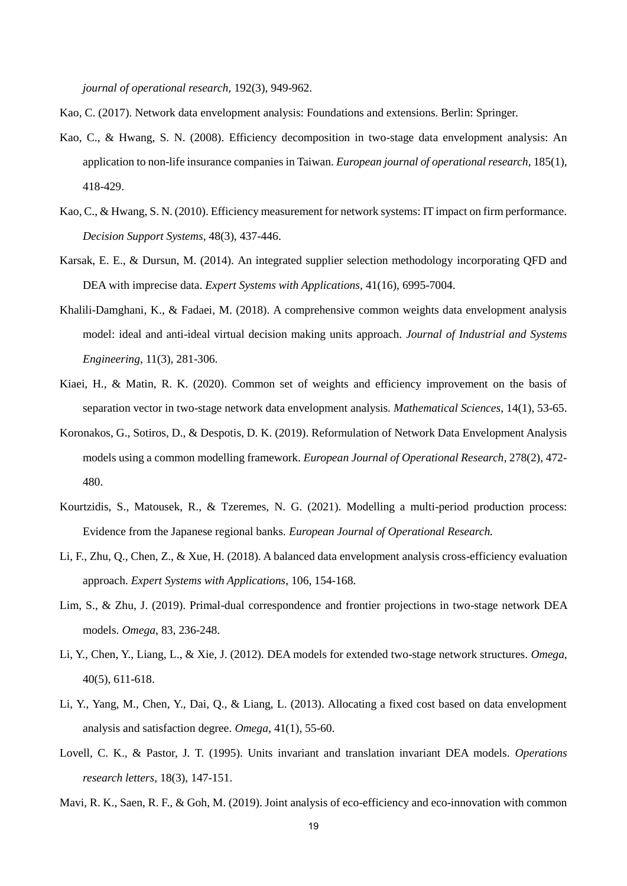*journal of operational research*, 192(3), 949-962.

Kao, C. (2017). Network data envelopment analysis: Foundations and extensions. Berlin: Springer.

Kao, C., & Hwang, S. N. (2008). Efficiency decomposition in two-stage data envelopment analysis: An application to non-life insurance companies in Taiwan. *European journal of operational research*, 185(1), 418-429.

Kao, C., & Hwang, S. N. (2010). Efficiency measurement for network systems: IT impact on firm performance. *Decision Support Systems*, 48(3), 437-446.

Karsak, E. E., & Dursun, M. (2014). An integrated supplier selection methodology incorporating QFD and DEA with imprecise data. *Expert Systems with Applications*, 41(16), 6995-7004.

Khalili-Damghani, K., & Fadaei, M. (2018). A comprehensive common weights data envelopment analysis model: ideal and anti-ideal virtual decision making units approach. *Journal of Industrial and Systems Engineering*, 11(3), 281-306.

Kiaei, H., & Matin, R. K. (2020). Common set of weights and efficiency improvement on the basis of separation vector in two-stage network data envelopment analysis. *Mathematical Sciences*, 14(1), 53-65.

Koronakos, G., Sotiros, D., & Despotis, D. K. (2019). Reformulation of Network Data Envelopment Analysis models using a common modelling framework. *European Journal of Operational Research*, 278(2), 472-480.

Kourtzidis, S., Matousek, R., & Tzeremes, N. G. (2021). Modelling a multi-period production process: Evidence from the Japanese regional banks. *European Journal of Operational Research.*

Li, F., Zhu, Q., Chen, Z., & Xue, H. (2018). A balanced data envelopment analysis cross-efficiency evaluation approach. *Expert Systems with Applications*, 106, 154-168.

Lim, S., & Zhu, J. (2019). Primal-dual correspondence and frontier projections in two-stage network DEA models. *Omega*, 83, 236-248.

Li, Y., Chen, Y., Liang, L., & Xie, J. (2012). DEA models for extended two-stage network structures. *Omega*, 40(5), 611-618.

Li, Y., Yang, M., Chen, Y., Dai, Q., & Liang, L. (2013). Allocating a fixed cost based on data envelopment analysis and satisfaction degree. *Omega*, 41(1), 55-60.

Lovell, C. K., & Pastor, J. T. (1995). Units invariant and translation invariant DEA models. *Operations research letters*, 18(3), 147-151.

Mavi, R. K., Saen, R. F., & Goh, M. (2019). Joint analysis of eco-efficiency and eco-innovation with common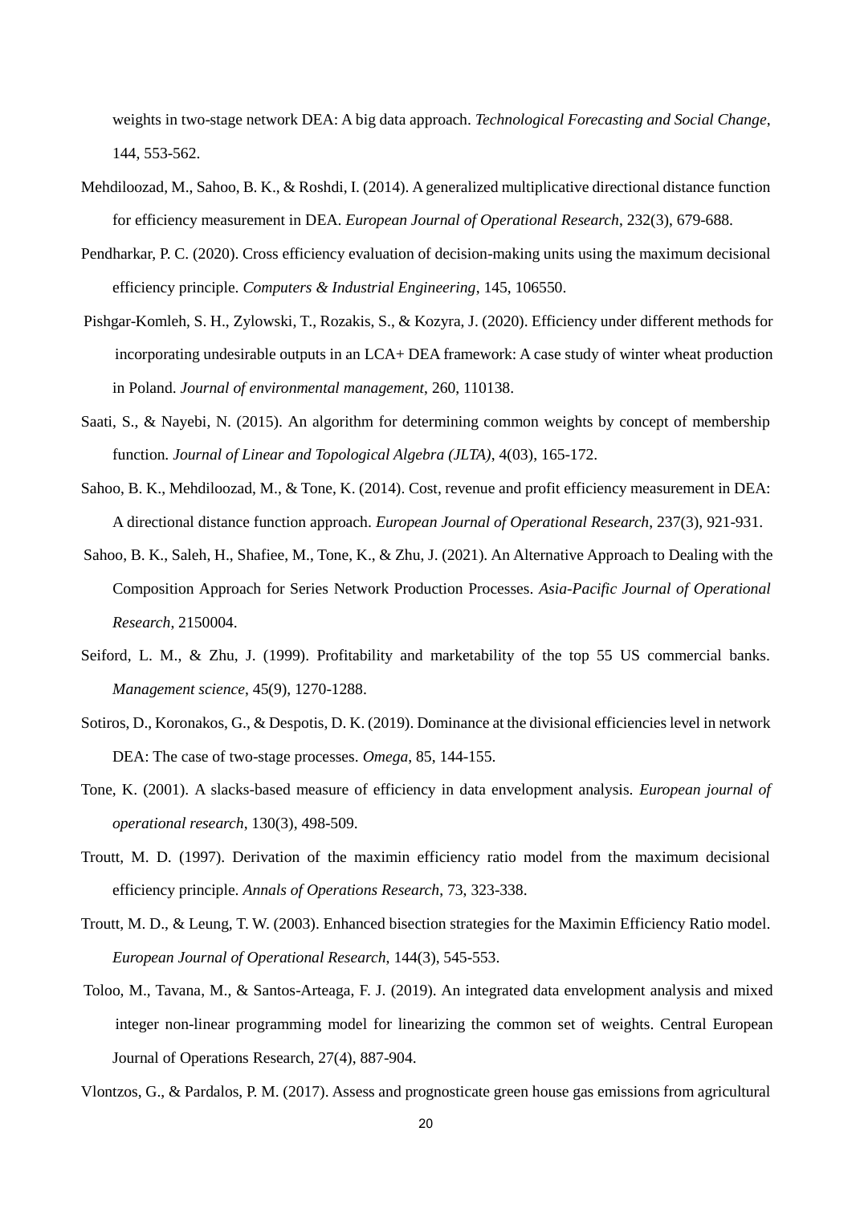weights in two-stage network DEA: A big data approach. *Technological Forecasting and Social Change*, 144, 553-562.

Mehdiloozad, M., Sahoo, B. K., & Roshdi, I. (2014). A generalized multiplicative directional distance function for efficiency measurement in DEA. *European Journal of Operational Research*, 232(3), 679-688.

Pendharkar, P. C. (2020). Cross efficiency evaluation of decision-making units using the maximum decisional efficiency principle. *Computers & Industrial Engineering*, 145, 106550.

Pishgar-Komleh, S. H., Zylowski, T., Rozakis, S., & Kozyra, J. (2020). Efficiency under different methods for incorporating undesirable outputs in an LCA+ DEA framework: A case study of winter wheat production in Poland. *Journal of environmental management*, 260, 110138.

Saati, S., & Nayebi, N. (2015). An algorithm for determining common weights by concept of membership function. *Journal of Linear and Topological Algebra (JLTA)*, 4(03), 165-172.

Sahoo, B. K., Mehdiloozad, M., & Tone, K. (2014). Cost, revenue and profit efficiency measurement in DEA: A directional distance function approach. *European Journal of Operational Research*, 237(3), 921-931.

Sahoo, B. K., Saleh, H., Shafiee, M., Tone, K., & Zhu, J. (2021). An Alternative Approach to Dealing with the Composition Approach for Series Network Production Processes. *Asia-Pacific Journal of Operational Research*, 2150004.

Seiford, L. M., & Zhu, J. (1999). Profitability and marketability of the top 55 US commercial banks. *Management science*, 45(9), 1270-1288.

Sotiros, D., Koronakos, G., & Despotis, D. K. (2019). Dominance at the divisional efficiencies level in network DEA: The case of two-stage processes. *Omega*, 85, 144-155.

Tone, K. (2001). A slacks-based measure of efficiency in data envelopment analysis. *European journal of operational research*, 130(3), 498-509.

Troutt, M. D. (1997). Derivation of the maximin efficiency ratio model from the maximum decisional efficiency principle. *Annals of Operations Research*, 73, 323-338.

Troutt, M. D., & Leung, T. W. (2003). Enhanced bisection strategies for the Maximin Efficiency Ratio model. *European Journal of Operational Research*, 144(3), 545-553.

Toloo, M., Tavana, M., & Santos-Arteaga, F. J. (2019). An integrated data envelopment analysis and mixed integer non-linear programming model for linearizing the common set of weights. Central European Journal of Operations Research, 27(4), 887-904.

Vlontzos, G., & Pardalos, P. M. (2017). Assess and prognosticate green house gas emissions from agricultural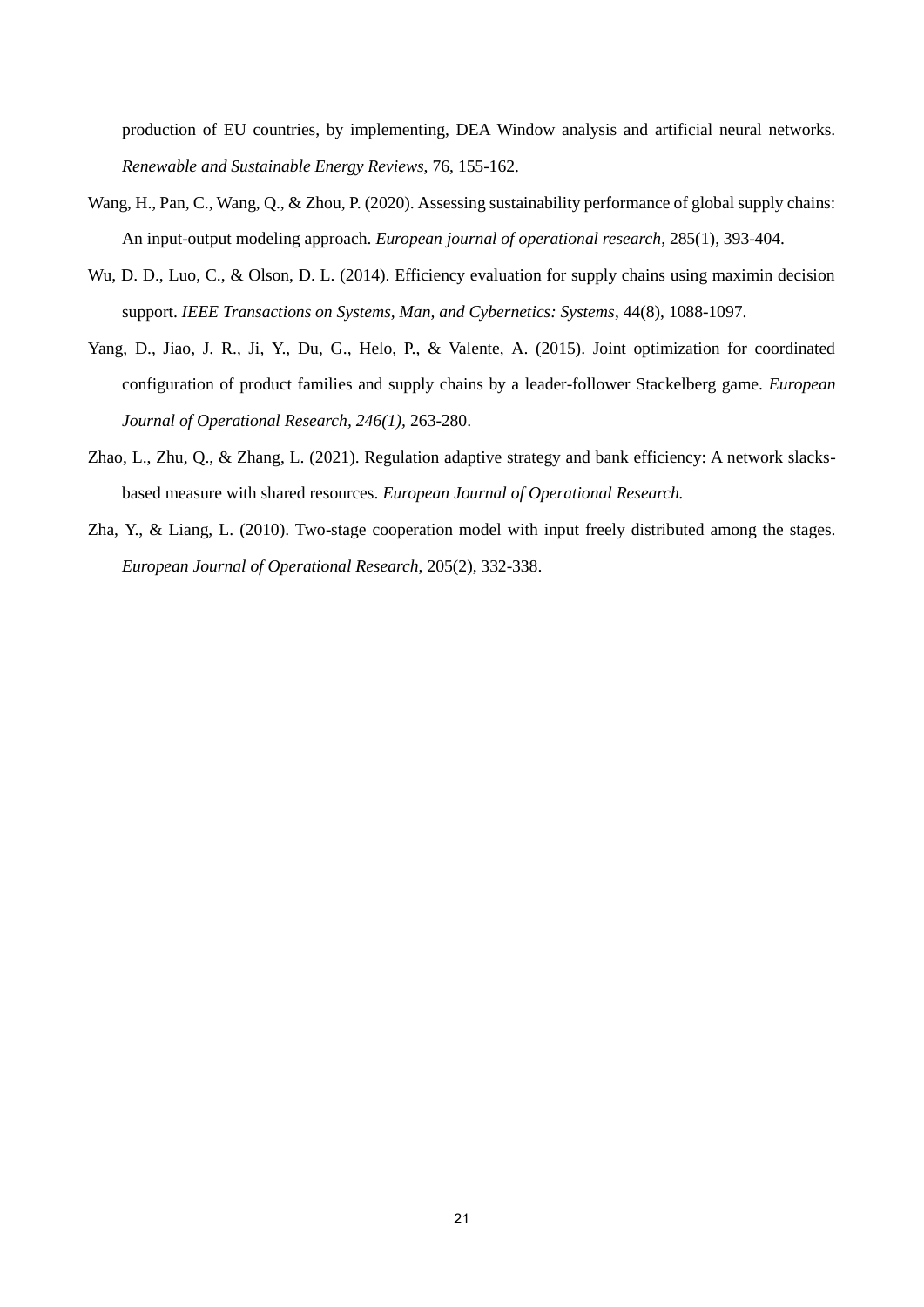production of EU countries, by implementing, DEA Window analysis and artificial neural networks. *Renewable and Sustainable Energy Reviews*, 76, 155-162.

Wang, H., Pan, C., Wang, Q., & Zhou, P. (2020). Assessing sustainability performance of global supply chains: An input-output modeling approach. *European journal of operational research*, 285(1), 393-404.

Wu, D. D., Luo, C., & Olson, D. L. (2014). Efficiency evaluation for supply chains using maximin decision support. *IEEE Transactions on Systems, Man, and Cybernetics: Systems*, 44(8), 1088-1097.

Yang, D., Jiao, J. R., Ji, Y., Du, G., Helo, P., & Valente, A. (2015). Joint optimization for coordinated configuration of product families and supply chains by a leader-follower Stackelberg game. *European Journal of Operational Research, 246(1)*, 263-280.

Zhao, L., Zhu, Q., & Zhang, L. (2021). Regulation adaptive strategy and bank efficiency: A network slacks-based measure with shared resources. *European Journal of Operational Research.*

Zha, Y., & Liang, L. (2010). Two-stage cooperation model with input freely distributed among the stages. *European Journal of Operational Research*, 205(2), 332-338.